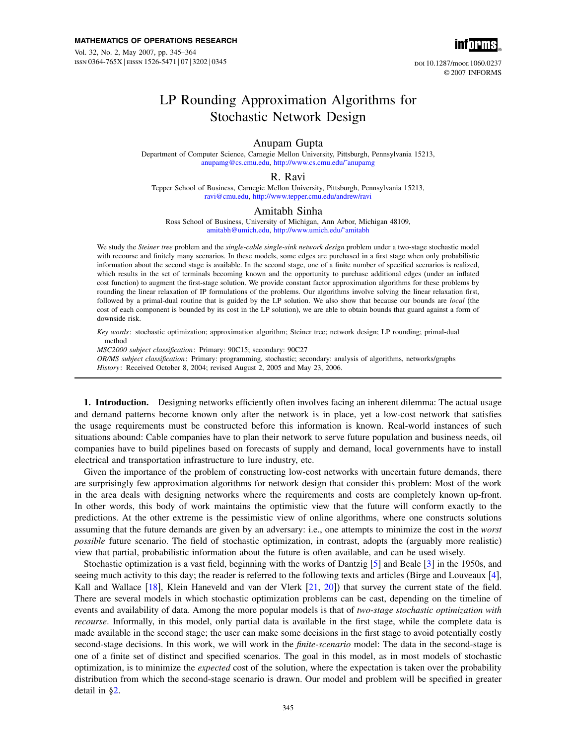# LP Rounding Approximation Algorithms for Stochastic Network Design

**Anupam Gupta**
Department of Computer Science, Carnegie Mellon University, Pittsburgh, Pennsylvania 15213,
anupamg@cs.cmu.edu, http://www.cs.cmu.edu/˜anupamg

**R. Ravi**
Tepper School of Business, Carnegie Mellon University, Pittsburgh, Pennsylvania 15213,
ravi@cmu.edu, http://www.tepper.cmu.edu/andrew/ravi

**Amitabh Sinha**
Ross School of Business, University of Michigan, Ann Arbor, Michigan 48109,
amitabh@umich.edu, http://www.umich.edu/˜amitabh

We study the *Steiner tree* problem and the *single-cable single-sink network design* problem under a two-stage stochastic model with recourse and finitely many scenarios. In these models, some edges are purchased in a first stage when only probabilistic information about the second stage is available. In the second stage, one of a finite number of specified scenarios is realized, which results in the set of terminals becoming known and the opportunity to purchase additional edges (under an inflated cost function) to augment the first-stage solution. We provide constant factor approximation algorithms for these problems by rounding the linear relaxation of IP formulations of the problems. Our algorithms involve solving the linear relaxation first, followed by a primal-dual routine that is guided by the LP solution. We also show that because our bounds are *local* (the cost of each component is bounded by its cost in the LP solution), we are able to obtain bounds that guard against a form of downside risk.

*Key words*: stochastic optimization; approximation algorithm; Steiner tree; network design; LP rounding; primal-dual method

*MSC2000 subject classification*: Primary: 90C15; secondary: 90C27

*OR/MS subject classification*: Primary: programming, stochastic; secondary: analysis of algorithms, networks/graphs

*History*: Received October 8, 2004; revised August 2, 2005 and May 23, 2006.

---

**1. Introduction.** Designing networks efficiently often involves facing an inherent dilemma: The actual usage and demand patterns become known only after the network is in place, yet a low-cost network that satisfies the usage requirements must be constructed before this information is known. Real-world instances of such situations abound: Cable companies have to plan their network to serve future population and business needs, oil companies have to build pipelines based on forecasts of supply and demand, local governments have to install electrical and transportation infrastructure to lure industry, etc.

Given the importance of the problem of constructing low-cost networks with uncertain future demands, there are surprisingly few approximation algorithms for network design that consider this problem: Most of the work in the area deals with designing networks where the requirements and costs are completely known up-front. In other words, this body of work maintains the optimistic view that the future will conform exactly to the predictions. At the other extreme is the pessimistic view of online algorithms, where one constructs solutions assuming that the future demands are given by an adversary: i.e., one attempts to minimize the cost in the *worst possible* future scenario. The field of stochastic optimization, in contrast, adopts the (arguably more realistic) view that partial, probabilistic information about the future is often available, and can be used wisely.

Stochastic optimization is a vast field, beginning with the works of Dantzig [5] and Beale [3] in the 1950s, and seeing much activity to this day; the reader is referred to the following texts and articles (Birge and Louveaux [4], Kall and Wallace [18], Klein Haneveld and van der Vlerk [21, 20]) that survey the current state of the field. There are several models in which stochastic optimization problems can be cast, depending on the timeline of events and availability of data. Among the more popular models is that of *two-stage stochastic optimization with recourse*. Informally, in this model, only partial data is available in the first stage, while the complete data is made available in the second stage; the user can make some decisions in the first stage to avoid potentially costly second-stage decisions. In this work, we will work in the *finite-scenario* model: The data in the second-stage is one of a finite set of distinct and specified scenarios. The goal in this model, as in most models of stochastic optimization, is to minimize the *expected* cost of the solution, where the expectation is taken over the probability distribution from which the second-stage scenario is drawn. Our model and problem will be specified in greater detail in §2.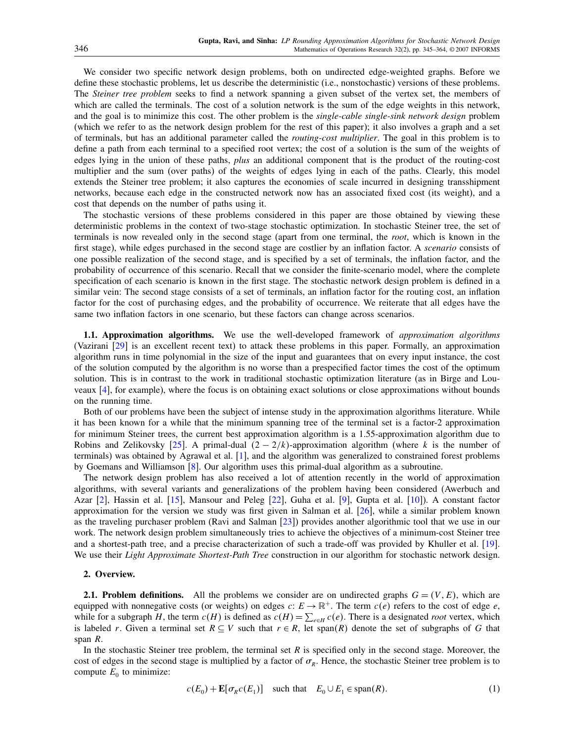We consider two specific network design problems, both on undirected edge-weighted graphs. Before we define these stochastic problems, let us describe the deterministic (i.e., nonstochastic) versions of these problems. The *Steiner tree problem* seeks to find a network spanning a given subset of the vertex set, the members of which are called the terminals. The cost of a solution network is the sum of the edge weights in this network, and the goal is to minimize this cost. The other problem is the *single-cable single-sink network design* problem (which we refer to as the network design problem for the rest of this paper); it also involves a graph and a set of terminals, but has an additional parameter called the *routing-cost multiplier*. The goal in this problem is to define a path from each terminal to a specified root vertex; the cost of a solution is the sum of the weights of edges lying in the union of these paths, *plus* an additional component that is the product of the routing-cost multiplier and the sum (over paths) of the weights of edges lying in each of the paths. Clearly, this model extends the Steiner tree problem; it also captures the economies of scale incurred in designing transshipment networks, because each edge in the constructed network now has an associated fixed cost (its weight), and a cost that depends on the number of paths using it.

The stochastic versions of these problems considered in this paper are those obtained by viewing these deterministic problems in the context of two-stage stochastic optimization. In stochastic Steiner tree, the set of terminals is now revealed only in the second stage (apart from one terminal, the *root*, which is known in the first stage), while edges purchased in the second stage are costlier by an inflation factor. A *scenario* consists of one possible realization of the second stage, and is specified by a set of terminals, the inflation factor, and the probability of occurrence of this scenario. Recall that we consider the finite-scenario model, where the complete specification of each scenario is known in the first stage. The stochastic network design problem is defined in a similar vein: The second stage consists of a set of terminals, an inflation factor for the routing cost, an inflation factor for the cost of purchasing edges, and the probability of occurrence. We reiterate that all edges have the same two inflation factors in one scenario, but these factors can change across scenarios.

### 1.1. Approximation algorithms.

We use the well-developed framework of *approximation algorithms* (Vazirani [29] is an excellent recent text) to attack these problems in this paper. Formally, an approximation algorithm runs in time polynomial in the size of the input and guarantees that on every input instance, the cost of the solution computed by the algorithm is no worse than a prespecified factor times the cost of the optimum solution. This is in contrast to the work in traditional stochastic optimization literature (as in Birge and Louveaux [4], for example), where the focus is on obtaining exact solutions or close approximations without bounds on the running time.

Both of our problems have been the subject of intense study in the approximation algorithms literature. While it has been known for a while that the minimum spanning tree of the terminal set is a factor-2 approximation for minimum Steiner trees, the current best approximation algorithm is a 1.55-approximation algorithm due to Robins and Zelikovsky [25]. A primal-dual $(2 - 2/k)$-approximation algorithm (where $k$ is the number of terminals) was obtained by Agrawal et al. [1], and the algorithm was generalized to constrained forest problems by Goemans and Williamson [8]. Our algorithm uses this primal-dual algorithm as a subroutine.

The network design problem has also received a lot of attention recently in the world of approximation algorithms, with several variants and generalizations of the problem having been considered (Awerbuch and Azar [2], Hassin et al. [15], Mansour and Peleg [22], Guha et al. [9], Gupta et al. [10]). A constant factor approximation for the version we study was first given in Salman et al. [26], while a similar problem known as the traveling purchaser problem (Ravi and Salman [23]) provides another algorithmic tool that we use in our work. The network design problem simultaneously tries to achieve the objectives of a minimum-cost Steiner tree and a shortest-path tree, and a precise characterization of such a trade-off was provided by Khuller et al. [19]. We use their *Light Approximate Shortest-Path Tree* construction in our algorithm for stochastic network design.

## 2. Overview.

### 2.1. Problem definitions.

All the problems we consider are on undirected graphs $G = (V, E)$, which are equipped with nonnegative costs (or weights) on edges $c: E \to \mathbb{R}^+$. The term $c(e)$ refers to the cost of edge $e$, while for a subgraph $H$, the term $c(H)$ is defined as $c(H) = \sum_{e \in H} c(e)$. There is a designated *root* vertex, which is labeled $r$. Given a terminal set $R \subseteq V$ such that $r \in R$, let span$(R)$ denote the set of subgraphs of $G$ that span $R$.

In the stochastic Steiner tree problem, the terminal set $R$ is specified only in the second stage. Moreover, the cost of edges in the second stage is multiplied by a factor of $\sigma_R$. Hence, the stochastic Steiner tree problem is to compute $E_0$ to minimize:

$$c(E_0) + \mathbf{E}[\sigma_R c(E_1)] \quad \text{such that} \quad E_0 \cup E_1 \in \text{span}(R). \tag{1}$$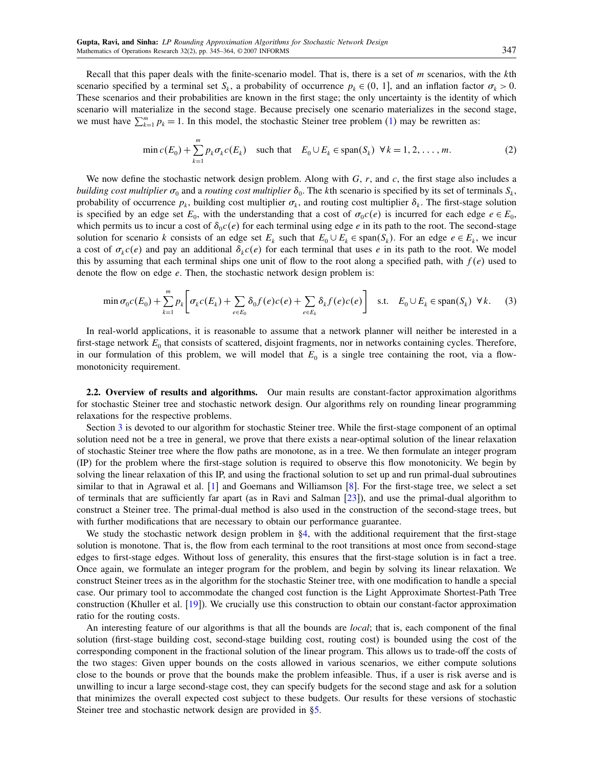Recall that this paper deals with the finite-scenario model. That is, there is a set of $m$ scenarios, with the $k$th scenario specified by a terminal set $S_k$, a probability of occurrence $p_k \in (0, 1]$, and an inflation factor $\sigma_k > 0$. These scenarios and their probabilities are known in the first stage; the only uncertainty is the identity of which scenario will materialize in the second stage. Because precisely one scenario materializes in the second stage, we must have $\sum_{k=1}^{m} p_k = 1$. In this model, the stochastic Steiner tree problem (1) may be rewritten as:

$$\min c(E_0) + \sum_{k=1}^{m} p_k \sigma_k c(E_k) \quad \text{such that} \quad E_0 \cup E_k \in \text{span}(S_k) \;\; \forall\, k = 1, 2, \ldots, m. \tag{2}$$

We now define the stochastic network design problem. Along with $G$, $r$, and $c$, the first stage also includes a *building cost multiplier* $\sigma_0$ and a *routing cost multiplier* $\delta_0$. The $k$th scenario is specified by its set of terminals $S_k$, probability of occurrence $p_k$, building cost multiplier $\sigma_k$, and routing cost multiplier $\delta_k$. The first-stage solution is specified by an edge set $E_0$, with the understanding that a cost of $\sigma_0 c(e)$ is incurred for each edge $e \in E_0$, which permits us to incur a cost of $\delta_0 c(e)$ for each terminal using edge $e$ in its path to the root. The second-stage solution for scenario $k$ consists of an edge set $E_k$ such that $E_0 \cup E_k \in \text{span}(S_k)$. For an edge $e \in E_k$, we incur a cost of $\sigma_k c(e)$ and pay an additional $\delta_k c(e)$ for each terminal that uses $e$ in its path to the root. We model this by assuming that each terminal ships one unit of flow to the root along a specified path, with $f(e)$ used to denote the flow on edge $e$. Then, the stochastic network design problem is:

$$\min \sigma_0 c(E_0) + \sum_{k=1}^{m} p_k \left[ \sigma_k c(E_k) + \sum_{e \in E_0} \delta_0 f(e) c(e) + \sum_{e \in E_k} \delta_k f(e) c(e) \right] \quad \text{s.t.} \quad E_0 \cup E_k \in \text{span}(S_k) \;\; \forall\, k. \tag{3}$$

In real-world applications, it is reasonable to assume that a network planner will neither be interested in a first-stage network $E_0$ that consists of scattered, disjoint fragments, nor in networks containing cycles. Therefore, in our formulation of this problem, we will model that $E_0$ is a single tree containing the root, via a flow-monotonicity requirement.

**2.2. Overview of results and algorithms.** Our main results are constant-factor approximation algorithms for stochastic Steiner tree and stochastic network design. Our algorithms rely on rounding linear programming relaxations for the respective problems.

Section 3 is devoted to our algorithm for stochastic Steiner tree. While the first-stage component of an optimal solution need not be a tree in general, we prove that there exists a near-optimal solution of the linear relaxation of stochastic Steiner tree where the flow paths are monotone, as in a tree. We then formulate an integer program (IP) for the problem where the first-stage solution is required to observe this flow monotonicity. We begin by solving the linear relaxation of this IP, and using the fractional solution to set up and run primal-dual subroutines similar to that in Agrawal et al. [1] and Goemans and Williamson [8]. For the first-stage tree, we select a set of terminals that are sufficiently far apart (as in Ravi and Salman [23]), and use the primal-dual algorithm to construct a Steiner tree. The primal-dual method is also used in the construction of the second-stage trees, but with further modifications that are necessary to obtain our performance guarantee.

We study the stochastic network design problem in §4, with the additional requirement that the first-stage solution is monotone. That is, the flow from each terminal to the root transitions at most once from second-stage edges to first-stage edges. Without loss of generality, this ensures that the first-stage solution is in fact a tree. Once again, we formulate an integer program for the problem, and begin by solving its linear relaxation. We construct Steiner trees as in the algorithm for the stochastic Steiner tree, with one modification to handle a special case. Our primary tool to accommodate the changed cost function is the Light Approximate Shortest-Path Tree construction (Khuller et al. [19]). We crucially use this construction to obtain our constant-factor approximation ratio for the routing costs.

An interesting feature of our algorithms is that all the bounds are *local*; that is, each component of the final solution (first-stage building cost, second-stage building cost, routing cost) is bounded using the cost of the corresponding component in the fractional solution of the linear program. This allows us to trade-off the costs of the two stages: Given upper bounds on the costs allowed in various scenarios, we either compute solutions close to the bounds or prove that the bounds make the problem infeasible. Thus, if a user is risk averse and is unwilling to incur a large second-stage cost, they can specify budgets for the second stage and ask for a solution that minimizes the overall expected cost subject to these budgets. Our results for these versions of stochastic Steiner tree and stochastic network design are provided in §5.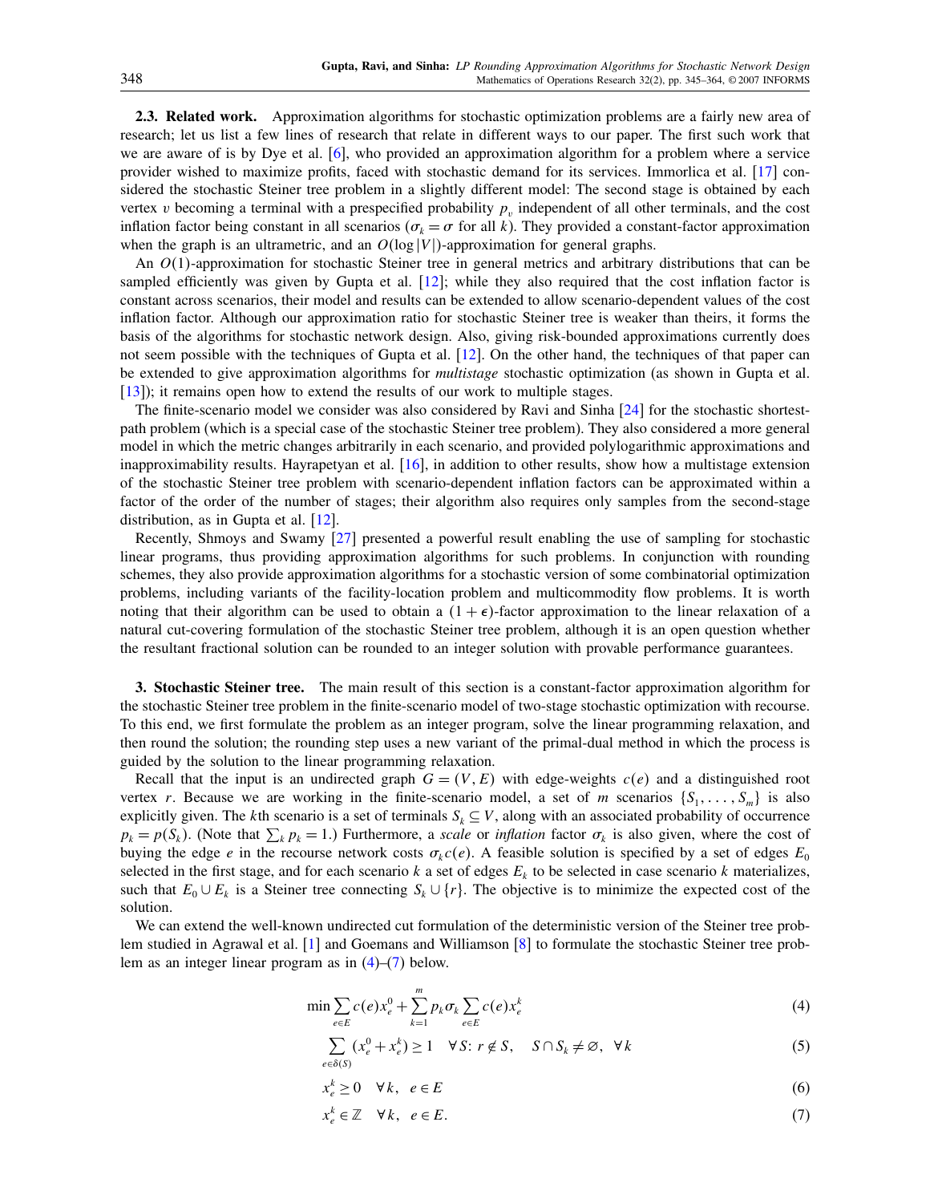**2.3. Related work.** Approximation algorithms for stochastic optimization problems are a fairly new area of research; let us list a few lines of research that relate in different ways to our paper. The first such work that we are aware of is by Dye et al. [6], who provided an approximation algorithm for a problem where a service provider wished to maximize profits, faced with stochastic demand for its services. Immorlica et al. [17] considered the stochastic Steiner tree problem in a slightly different model: The second stage is obtained by each vertex $v$ becoming a terminal with a prespecified probability $p_v$ independent of all other terminals, and the cost inflation factor being constant in all scenarios ($\sigma_k = \sigma$ for all $k$). They provided a constant-factor approximation when the graph is an ultrametric, and an $O(\log |V|)$-approximation for general graphs.

An $O(1)$-approximation for stochastic Steiner tree in general metrics and arbitrary distributions that can be sampled efficiently was given by Gupta et al. [12]; while they also required that the cost inflation factor is constant across scenarios, their model and results can be extended to allow scenario-dependent values of the cost inflation factor. Although our approximation ratio for stochastic Steiner tree is weaker than theirs, it forms the basis of the algorithms for stochastic network design. Also, giving risk-bounded approximations currently does not seem possible with the techniques of Gupta et al. [12]. On the other hand, the techniques of that paper can be extended to give approximation algorithms for *multistage* stochastic optimization (as shown in Gupta et al. [13]); it remains open how to extend the results of our work to multiple stages.

The finite-scenario model we consider was also considered by Ravi and Sinha [24] for the stochastic shortest-path problem (which is a special case of the stochastic Steiner tree problem). They also considered a more general model in which the metric changes arbitrarily in each scenario, and provided polylogarithmic approximations and inapproximability results. Hayrapetyan et al. [16], in addition to other results, show how a multistage extension of the stochastic Steiner tree problem with scenario-dependent inflation factors can be approximated within a factor of the order of the number of stages; their algorithm also requires only samples from the second-stage distribution, as in Gupta et al. [12].

Recently, Shmoys and Swamy [27] presented a powerful result enabling the use of sampling for stochastic linear programs, thus providing approximation algorithms for such problems. In conjunction with rounding schemes, they also provide approximation algorithms for a stochastic version of some combinatorial optimization problems, including variants of the facility-location problem and multicommodity flow problems. It is worth noting that their algorithm can be used to obtain a $(1+\epsilon)$-factor approximation to the linear relaxation of a natural cut-covering formulation of the stochastic Steiner tree problem, although it is an open question whether the resultant fractional solution can be rounded to an integer solution with provable performance guarantees.

## 3. Stochastic Steiner tree.

The main result of this section is a constant-factor approximation algorithm for the stochastic Steiner tree problem in the finite-scenario model of two-stage stochastic optimization with recourse. To this end, we first formulate the problem as an integer program, solve the linear programming relaxation, and then round the solution; the rounding step uses a new variant of the primal-dual method in which the process is guided by the solution to the linear programming relaxation.

Recall that the input is an undirected graph $G = (V, E)$ with edge-weights $c(e)$ and a distinguished root vertex $r$. Because we are working in the finite-scenario model, a set of $m$ scenarios $\{S_1, \ldots, S_m\}$ is also explicitly given. The $k$th scenario is a set of terminals $S_k \subseteq V$, along with an associated probability of occurrence $p_k = p(S_k)$. (Note that $\sum_k p_k = 1$.) Furthermore, a *scale* or *inflation* factor $\sigma_k$ is also given, where the cost of buying the edge $e$ in the recourse network costs $\sigma_k c(e)$. A feasible solution is specified by a set of edges $E_0$ selected in the first stage, and for each scenario $k$ a set of edges $E_k$ to be selected in case scenario $k$ materializes, such that $E_0 \cup E_k$ is a Steiner tree connecting $S_k \cup \{r\}$. The objective is to minimize the expected cost of the solution.

We can extend the well-known undirected cut formulation of the deterministic version of the Steiner tree problem studied in Agrawal et al. [1] and Goemans and Williamson [8] to formulate the stochastic Steiner tree problem as an integer linear program as in (4)–(7) below.

$$\min \sum_{e \in E} c(e) x_e^0 + \sum_{k=1}^{m} p_k \sigma_k \sum_{e \in E} c(e) x_e^k \tag{4}$$

$$\sum_{e \in \delta(S)} (x_e^0 + x_e^k) \geq 1 \quad \forall S\colon r \notin S, \quad S \cap S_k \neq \varnothing, \ \forall k \tag{5}$$

$$x_e^k \geq 0 \quad \forall k, \ e \in E \tag{6}$$

$$x_e^k \in \mathbb{Z} \quad \forall k, \ e \in E. \tag{7}$$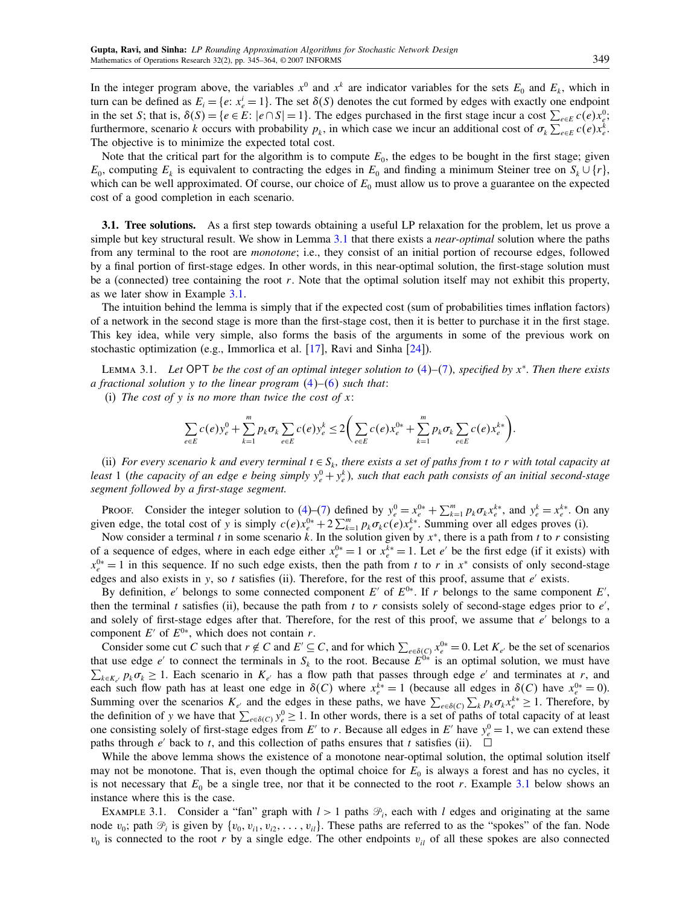In the integer program above, the variables $x^0$ and $x^k$ are indicator variables for the sets $E_0$ and $E_k$, which in turn can be defined as $E_i = \{e: x_e^i = 1\}$. The set $\delta(S)$ denotes the cut formed by edges with exactly one endpoint in the set $S$; that is, $\delta(S) = \{e \in E: |e \cap S| = 1\}$. The edges purchased in the first stage incur a cost $\sum_{e \in E} c(e) x_e^0$; furthermore, scenario $k$ occurs with probability $p_k$, in which case we incur an additional cost of $\sigma_k \sum_{e \in E} c(e) x_e^k$. The objective is to minimize the expected total cost.

Note that the critical part for the algorithm is to compute $E_0$, the edges to be bought in the first stage; given $E_0$, computing $E_k$ is equivalent to contracting the edges in $E_0$ and finding a minimum Steiner tree on $S_k \cup \{r\}$, which can be well approximated. Of course, our choice of $E_0$ must allow us to prove a guarantee on the expected cost of a good completion in each scenario.

**3.1. Tree solutions.** As a first step towards obtaining a useful LP relaxation for the problem, let us prove a simple but key structural result. We show in Lemma 3.1 that there exists a *near-optimal* solution where the paths from any terminal to the root are *monotone*; i.e., they consist of an initial portion of recourse edges, followed by a final portion of first-stage edges. In other words, in this near-optimal solution, the first-stage solution must be a (connected) tree containing the root $r$. Note that the optimal solution itself may not exhibit this property, as we later show in Example 3.1.

The intuition behind the lemma is simply that if the expected cost (sum of probabilities times inflation factors) of a network in the second stage is more than the first-stage cost, then it is better to purchase it in the first stage. This key idea, while very simple, also forms the basis of the arguments in some of the previous work on stochastic optimization (e.g., Immorlica et al. [17], Ravi and Sinha [24]).

Lemma 3.1. *Let* OPT *be the cost of an optimal integer solution to* (4)–(7)*, specified by* $x^*$*. Then there exists a fractional solution* $y$ *to the linear program* (4)–(6) *such that*:

(i) *The cost of* $y$ *is no more than twice the cost of* $x$:

$$\sum_{e \in E} c(e) y_e^0 + \sum_{k=1}^{m} p_k \sigma_k \sum_{e \in E} c(e) y_e^k \le 2\left( \sum_{e \in E} c(e) x_e^{0*} + \sum_{k=1}^{m} p_k \sigma_k \sum_{e \in E} c(e) x_e^{k*} \right).$$

(ii) *For every scenario* $k$ *and every terminal* $t \in S_k$*, there exists a set of paths from* $t$ *to* $r$ *with total capacity at least* 1 *(the capacity of an edge* $e$ *being simply* $y_e^0 + y_e^k$*), such that each path consists of an initial second-stage segment followed by a first-stage segment.*

Proof. Consider the integer solution to (4)–(7) defined by $y_e^0 = x_e^{0*} + \sum_{k=1}^{m} p_k \sigma_k x_e^{k*}$, and $y_e^k = x_e^{k*}$. On any given edge, the total cost of $y$ is simply $c(e) x_e^{0*} + 2\sum_{k=1}^{m} p_k \sigma_k c(e) x_e^{k*}$. Summing over all edges proves (i).

Now consider a terminal $t$ in some scenario $k$. In the solution given by $x^*$, there is a path from $t$ to $r$ consisting of a sequence of edges, where in each edge either $x_e^{0*} = 1$ or $x_e^{k*} = 1$. Let $e'$ be the first edge (if it exists) with $x_{e'}^{0*} = 1$ in this sequence. If no such edge exists, then the path from $t$ to $r$ in $x^*$ consists of only second-stage edges and also exists in $y$, so $t$ satisfies (ii). Therefore, for the rest of this proof, assume that $e'$ exists.

By definition, $e'$ belongs to some connected component $E'$ of $E^{0*}$. If $r$ belongs to the same component $E'$, then the terminal $t$ satisfies (ii), because the path from $t$ to $r$ consists solely of second-stage edges prior to $e'$, and solely of first-stage edges after that. Therefore, for the rest of this proof, we assume that $e'$ belongs to a component $E'$ of $E^{0*}$, which does not contain $r$.

Consider some cut $C$ such that $r \notin C$ and $E' \subseteq C$, and for which $\sum_{e \in \delta(C)} x_e^{0*} = 0$. Let $K_{e'}$ be the set of scenarios that use edge $e'$ to connect the terminals in $S_k$ to the root. Because $E^{0*}$ is an optimal solution, we must have $\sum_{k \in K_{e'}} p_k \sigma_k \ge 1$. Each scenario in $K_{e'}$ has a flow path that passes through edge $e'$ and terminates at $r$, and each such flow path has at least one edge in $\delta(C)$ where $x_e^{k*} = 1$ (because all edges in $\delta(C)$ have $x_e^{0*} = 0$). Summing over the scenarios $K_{e'}$ and the edges in these paths, we have $\sum_{e \in \delta(C)} \sum_k p_k \sigma_k x_e^{k*} \ge 1$. Therefore, by the definition of $y$ we have that $\sum_{e \in \delta(C)} y_e^0 \ge 1$. In other words, there is a set of paths of total capacity of at least one consisting solely of first-stage edges from $E'$ to $r$. Because all edges in $E'$ have $y_e^0 = 1$, we can extend these paths through $e'$ back to $t$, and this collection of paths ensures that $t$ satisfies (ii). $\square$

While the above lemma shows the existence of a monotone near-optimal solution, the optimal solution itself may not be monotone. That is, even though the optimal choice for $E_0$ is always a forest and has no cycles, it is not necessary that $E_0$ be a single tree, nor that it be connected to the root $r$. Example 3.1 below shows an instance where this is the case.

Example 3.1. Consider a "fan" graph with $l > 1$ paths $\mathcal{P}_i$, each with $l$ edges and originating at the same node $v_0$; path $\mathcal{P}_i$ is given by $\{v_0, v_{i1}, v_{i2}, \ldots, v_{il}\}$. These paths are referred to as the "spokes" of the fan. Node $v_0$ is connected to the root $r$ by a single edge. The other endpoints $v_{il}$ of all these spokes are also connected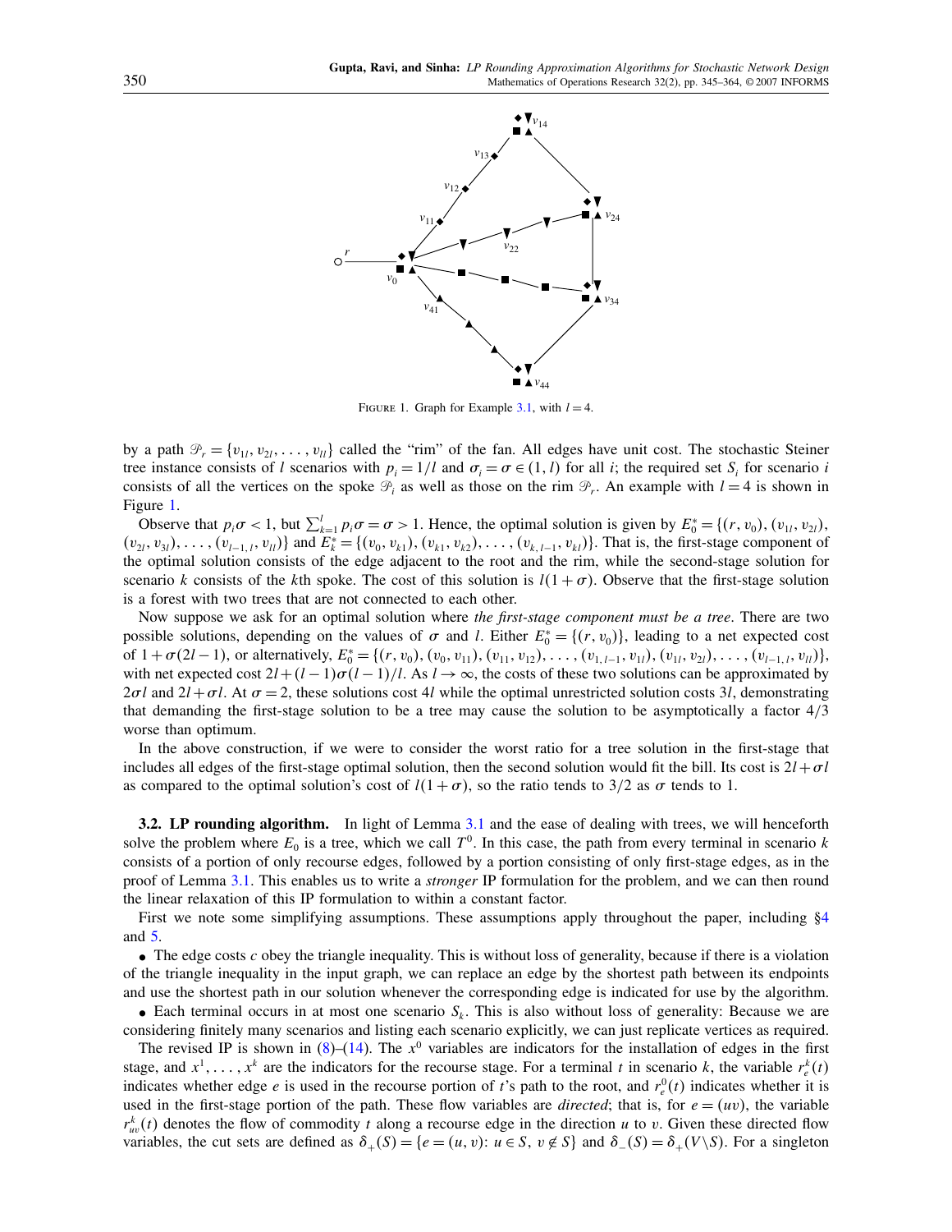FIGURE 1. Graph for Example 3.1, with $l = 4$.

by a path $\mathcal{P}_r = \{v_{1l}, v_{2l}, \ldots, v_{ll}\}$ called the "rim" of the fan. All edges have unit cost. The stochastic Steiner tree instance consists of $l$ scenarios with $p_i = 1/l$ and $\sigma_i = \sigma \in (1, l)$ for all $i$; the required set $S_i$ for scenario $i$ consists of all the vertices on the spoke $\mathcal{P}_i$ as well as those on the rim $\mathcal{P}_r$. An example with $l = 4$ is shown in Figure 1.

Observe that $p_i \sigma < 1$, but $\sum_{k=1}^{l} p_i \sigma = \sigma > 1$. Hence, the optimal solution is given by $E_0^* = \{(r, v_0), (v_{1l}, v_{2l}), (v_{2l}, v_{3l}), \ldots, (v_{l-1,l}, v_{ll})\}$ and $E_k^* = \{(v_0, v_{k1}), (v_{k1}, v_{k2}), \ldots, (v_{k,l-1}, v_{kl})\}$. That is, the first-stage component of the optimal solution consists of the edge adjacent to the root and the rim, while the second-stage solution for scenario $k$ consists of the $k$th spoke. The cost of this solution is $l(1 + \sigma)$. Observe that the first-stage solution is a forest with two trees that are not connected to each other.

Now suppose we ask for an optimal solution where *the first-stage component must be a tree*. There are two possible solutions, depending on the values of $\sigma$ and $l$. Either $E_0^* = \{(r, v_0)\}$, leading to a net expected cost of $1 + \sigma(2l - 1)$, or alternatively, $E_0^* = \{(r, v_0), (v_0, v_{11}), (v_{11}, v_{12}), \ldots, (v_{1,l-1}, v_{1l}), (v_{1l}, v_{2l}), \ldots, (v_{l-1,l}, v_{ll})\}$, with net expected cost $2l + (l-1)\sigma(l-1)/l$. As $l \to \infty$, the costs of these two solutions can be approximated by $2\sigma l$ and $2l + \sigma l$. At $\sigma = 2$, these solutions cost $4l$ while the optimal unrestricted solution costs $3l$, demonstrating that demanding the first-stage solution to be a tree may cause the solution to be asymptotically a factor $4/3$ worse than optimum.

In the above construction, if we were to consider the worst ratio for a tree solution in the first-stage that includes all edges of the first-stage optimal solution, then the second solution would fit the bill. Its cost is $2l + \sigma l$ as compared to the optimal solution's cost of $l(1 + \sigma)$, so the ratio tends to $3/2$ as $\sigma$ tends to 1.

**3.2. LP rounding algorithm.** In light of Lemma 3.1 and the ease of dealing with trees, we will henceforth solve the problem where $E_0$ is a tree, which we call $T^0$. In this case, the path from every terminal in scenario $k$ consists of a portion of only recourse edges, followed by a portion consisting of only first-stage edges, as in the proof of Lemma 3.1. This enables us to write a *stronger* IP formulation for the problem, and we can then round the linear relaxation of this IP formulation to within a constant factor.

First we note some simplifying assumptions. These assumptions apply throughout the paper, including §4 and 5.

- The edge costs $c$ obey the triangle inequality. This is without loss of generality, because if there is a violation of the triangle inequality in the input graph, we can replace an edge by the shortest path between its endpoints and use the shortest path in our solution whenever the corresponding edge is indicated for use by the algorithm.
- Each terminal occurs in at most one scenario $S_k$. This is also without loss of generality: Because we are considering finitely many scenarios and listing each scenario explicitly, we can just replicate vertices as required.

The revised IP is shown in (8)–(14). The $x^0$ variables are indicators for the installation of edges in the first stage, and $x^1, \ldots, x^k$ are the indicators for the recourse stage. For a terminal $t$ in scenario $k$, the variable $r_e^k(t)$ indicates whether edge $e$ is used in the recourse portion of $t$'s path to the root, and $r_e^0(t)$ indicates whether it is used in the first-stage portion of the path. These flow variables are *directed*; that is, for $e = (uv)$, the variable $r_{uv}^k(t)$ denotes the flow of commodity $t$ along a recourse edge in the direction $u$ to $v$. Given these directed flow variables, the cut sets are defined as $\delta_+(S) = \{e = (u, v): u \in S, v \notin S\}$ and $\delta_-(S) = \delta_+(V \backslash S)$. For a singleton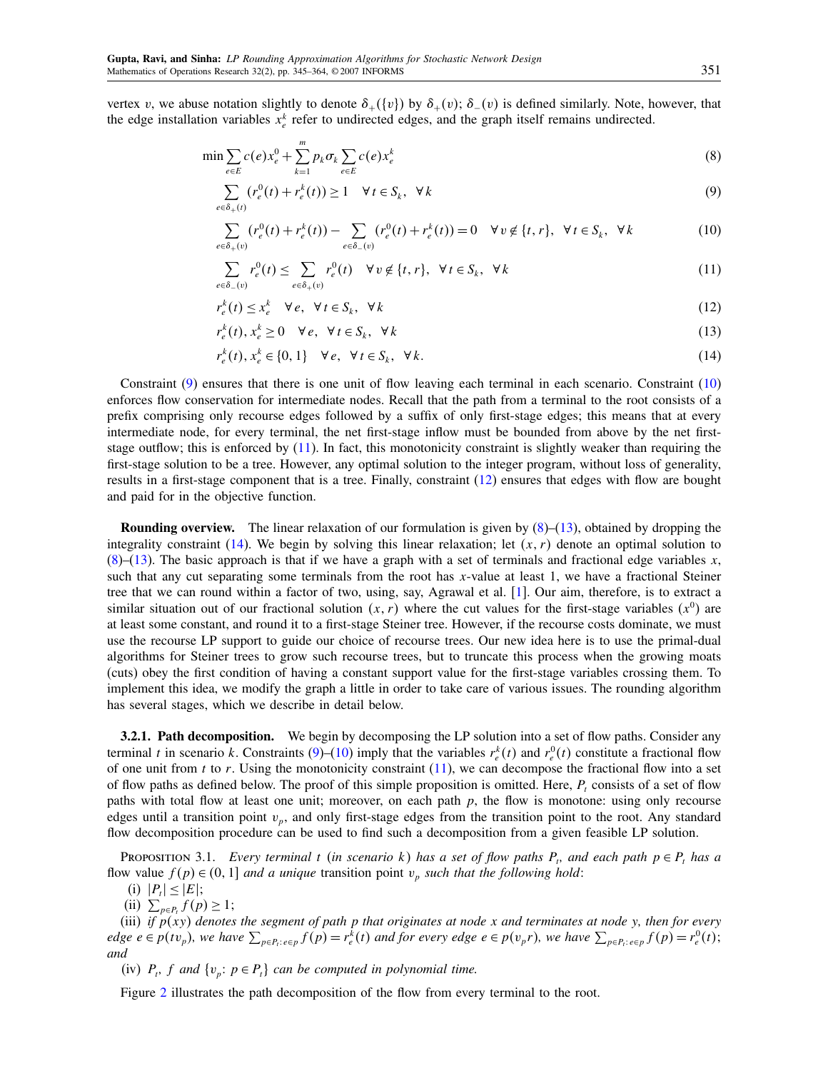vertex $v$, we abuse notation slightly to denote $\delta_+(\{v\})$ by $\delta_+(v)$; $\delta_-(v)$ is defined similarly. Note, however, that the edge installation variables $x_e^k$ refer to undirected edges, and the graph itself remains undirected.

$$\min \sum_{e\in E} c(e)x_e^0 + \sum_{k=1}^{m} p_k \sigma_k \sum_{e\in E} c(e)x_e^k \tag{8}$$

$$\sum_{e\in\delta_+(t)} (r_e^0(t)+r_e^k(t)) \geq 1 \quad \forall\, t\in S_k,\ \ \forall\, k \tag{9}$$

$$\sum_{e\in\delta_+(v)} (r_e^0(t)+r_e^k(t)) - \sum_{e\in\delta_-(v)} (r_e^0(t)+r_e^k(t)) = 0 \quad \forall\, v\notin\{t,r\},\ \ \forall\, t\in S_k,\ \ \forall\, k \tag{10}$$

$$\sum_{e\in\delta_-(v)} r_e^0(t) \leq \sum_{e\in\delta_+(v)} r_e^0(t) \quad \forall\, v\notin\{t,r\},\ \ \forall\, t\in S_k,\ \ \forall\, k \tag{11}$$

$$r_e^k(t) \leq x_e^k \quad \forall\, e,\ \ \forall\, t\in S_k,\ \ \forall\, k \tag{12}$$

$$r_e^k(t),\, x_e^k \geq 0 \quad \forall\, e,\ \ \forall\, t\in S_k,\ \ \forall\, k \tag{13}$$

$$r_e^k(t),\, x_e^k \in \{0,1\} \quad \forall\, e,\ \ \forall\, t\in S_k,\ \ \forall\, k. \tag{14}$$

Constraint (9) ensures that there is one unit of flow leaving each terminal in each scenario. Constraint (10) enforces flow conservation for intermediate nodes. Recall that the path from a terminal to the root consists of a prefix comprising only recourse edges followed by a suffix of only first-stage edges; this means that at every intermediate node, for every terminal, the net first-stage inflow must be bounded from above by the net first-stage outflow; this is enforced by (11). In fact, this monotonicity constraint is slightly weaker than requiring the first-stage solution to be a tree. However, any optimal solution to the integer program, without loss of generality, results in a first-stage component that is a tree. Finally, constraint (12) ensures that edges with flow are bought and paid for in the objective function.

**Rounding overview.** The linear relaxation of our formulation is given by (8)–(13), obtained by dropping the integrality constraint (14). We begin by solving this linear relaxation; let $(x, r)$ denote an optimal solution to (8)–(13). The basic approach is that if we have a graph with a set of terminals and fractional edge variables $x$, such that any cut separating some terminals from the root has $x$-value at least 1, we have a fractional Steiner tree that we can round within a factor of two, using, say, Agrawal et al. [1]. Our aim, therefore, is to extract a similar situation out of our fractional solution $(x, r)$ where the cut values for the first-stage variables $(x^0)$ are at least some constant, and round it to a first-stage Steiner tree. However, if the recourse costs dominate, we must use the recourse LP support to guide our choice of recourse trees. Our new idea here is to use the primal-dual algorithms for Steiner trees to grow such recourse trees, but to truncate this process when the growing moats (cuts) obey the first condition of having a constant support value for the first-stage variables crossing them. To implement this idea, we modify the graph a little in order to take care of various issues. The rounding algorithm has several stages, which we describe in detail below.

**3.2.1. Path decomposition.** We begin by decomposing the LP solution into a set of flow paths. Consider any terminal $t$ in scenario $k$. Constraints (9)–(10) imply that the variables $r_e^k(t)$ and $r_e^0(t)$ constitute a fractional flow of one unit from $t$ to $r$. Using the monotonicity constraint (11), we can decompose the fractional flow into a set of flow paths as defined below. The proof of this simple proposition is omitted. Here, $P_t$ consists of a set of flow paths with total flow at least one unit; moreover, on each path $p$, the flow is monotone: using only recourse edges until a transition point $v_p$, and only first-stage edges from the transition point to the root. Any standard flow decomposition procedure can be used to find such a decomposition from a given feasible LP solution.

PROPOSITION 3.1. *Every terminal $t$ (in scenario $k$) has a set of flow paths $P_t$, and each path $p\in P_t$ has a flow value $f(p)\in(0,1]$ and a unique* transition point *$v_p$ such that the following hold*:

(i) $|P_t| \leq |E|$;

(ii) $\sum_{p\in P_t} f(p) \geq 1$;

(iii) *if $p(xy)$ denotes the segment of path $p$ that originates at node $x$ and terminates at node $y$, then for every edge $e\in p(tv_p)$, we have $\sum_{p\in P_t:\, e\in p} f(p) = r_e^k(t)$ and for every edge $e\in p(v_p r)$, we have $\sum_{p\in P_t:\, e\in p} f(p) = r_e^0(t)$; and*

(iv) *$P_t$, $f$ and $\{v_p\colon p\in P_t\}$ can be computed in polynomial time.*

Figure 2 illustrates the path decomposition of the flow from every terminal to the root.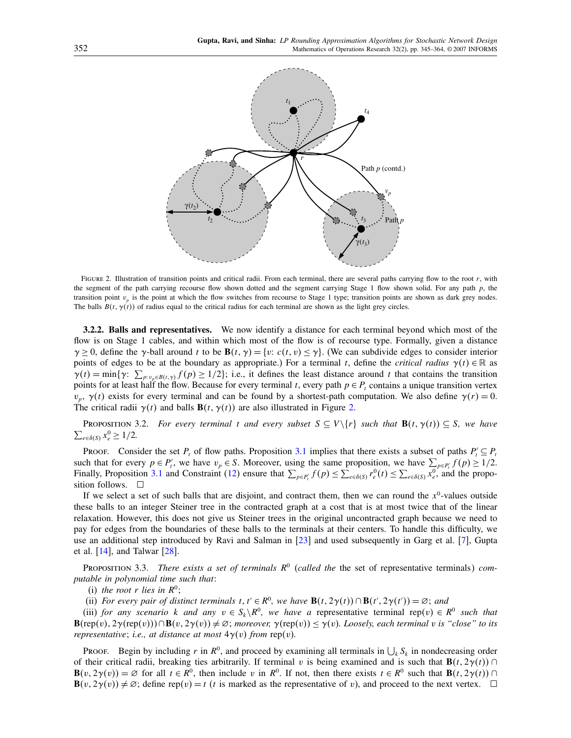Figure 2. Illustration of transition points and critical radii. From each terminal, there are several paths carrying flow to the root $r$, with the segment of the path carrying recourse flow shown dotted and the segment carrying Stage 1 flow shown solid. For any path $p$, the transition point $v_p$ is the point at which the flow switches from recourse to Stage 1 type; transition points are shown as dark grey nodes. The balls $B(t, \gamma(t))$ of radius equal to the critical radius for each terminal are shown as the light grey circles.

**3.2.2. Balls and representatives.** We now identify a distance for each terminal beyond which most of the flow is on Stage 1 cables, and within which most of the flow is of recourse type. Formally, given a distance $\gamma \geq 0$, define the $\gamma$-ball around $t$ to be $\mathbf{B}(t, \gamma) = \{v: c(t, v) \leq \gamma\}$. (We can subdivide edges to consider interior points of edges to be at the boundary as appropriate.) For a terminal $t$, define the *critical radius* $\gamma(t) \in \mathbb{R}$ as $\gamma(t) = \min\{\gamma: \sum_{p: v_p \in B(t,\gamma)} f(p) \geq 1/2\}$; i.e., it defines the least distance around $t$ that contains the transition points for at least half the flow. Because for every terminal $t$, every path $p \in P_t$ contains a unique transition vertex $v_p$, $\gamma(t)$ exists for every terminal and can be found by a shortest-path computation. We also define $\gamma(r) = 0$. The critical radii $\gamma(t)$ and balls $\mathbf{B}(t, \gamma(t))$ are also illustrated in Figure 2.

Proposition 3.2. *For every terminal $t$ and every subset $S \subseteq V \backslash \{r\}$ such that $\mathbf{B}(t, \gamma(t)) \subseteq S$, we have $\sum_{e \in \delta(S)} x_e^0 \geq 1/2$.*

Proof. Consider the set $P_t$ of flow paths. Proposition 3.1 implies that there exists a subset of paths $P_t' \subseteq P_t$ such that for every $p \in P_t'$, we have $v_p \in S$. Moreover, using the same proposition, we have $\sum_{p \in P_t'} f(p) \geq 1/2$. Finally, Proposition 3.1 and Constraint (12) ensure that $\sum_{p \in P_t'} f(p) \leq \sum_{e \in \delta(S)} r_e^0(t) \leq \sum_{e \in \delta(S)} x_e^0$, and the proposition follows. □

If we select a set of such balls that are disjoint, and contract them, then we can round the $x^0$-values outside these balls to an integer Steiner tree in the contracted graph at a cost that is at most twice that of the linear relaxation. However, this does not give us Steiner trees in the original uncontracted graph because we need to pay for edges from the boundaries of these balls to the terminals at their centers. To handle this difficulty, we use an additional step introduced by Ravi and Salman in [23] and used subsequently in Garg et al. [7], Gupta et al. [14], and Talwar [28].

Proposition 3.3. *There exists a set of terminals $R^0$ (called the* the set of representative terminals*) computable in polynomial time such that*:

(i) *the root $r$ lies in $R^0$;*

(ii) *For every pair of distinct terminals $t, t' \in R^0$, we have $\mathbf{B}(t, 2\gamma(t)) \cap \mathbf{B}(t', 2\gamma(t')) = \varnothing$; and*

(iii) *for any scenario $k$ and any $v \in S_k \backslash R^0$, we have a* representative terminal $\text{rep}(v) \in R^0$ *such that $\mathbf{B}(\text{rep}(v), 2\gamma(\text{rep}(v))) \cap \mathbf{B}(v, 2\gamma(v)) \neq \varnothing$; moreover, $\gamma(\text{rep}(v)) \leq \gamma(v)$. Loosely, each terminal $v$ is "close" to its representative; i.e., at distance at most $4\gamma(v)$ from $\text{rep}(v)$.*

Proof. Begin by including $r$ in $R^0$, and proceed by examining all terminals in $\bigcup_k S_k$ in nondecreasing order of their critical radii, breaking ties arbitrarily. If terminal $v$ is being examined and is such that $\mathbf{B}(t, 2\gamma(t)) \cap \mathbf{B}(v, 2\gamma(v)) = \varnothing$ for all $t \in R^0$, then include $v$ in $R^0$. If not, then there exists $t \in R^0$ such that $\mathbf{B}(t, 2\gamma(t)) \cap \mathbf{B}(v, 2\gamma(v)) \neq \varnothing$; define $\text{rep}(v) = t$ ($t$ is marked as the representative of $v$), and proceed to the next vertex. □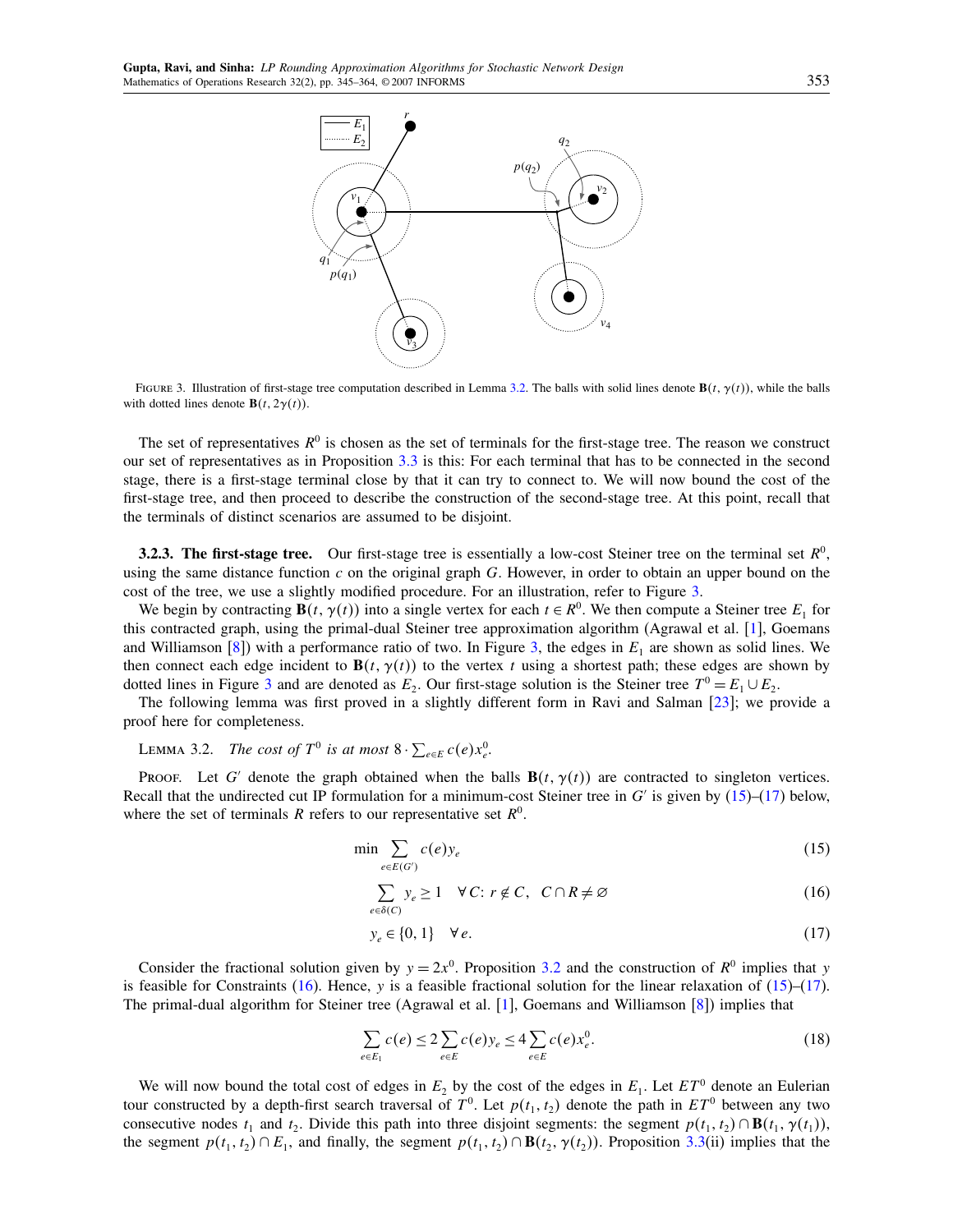FIGURE 3. Illustration of first-stage tree computation described in Lemma 3.2. The balls with solid lines denote $\mathbf{B}(t, \gamma(t))$, while the balls with dotted lines denote $\mathbf{B}(t, 2\gamma(t))$.

The set of representatives $R^0$ is chosen as the set of terminals for the first-stage tree. The reason we construct our set of representatives as in Proposition 3.3 is this: For each terminal that has to be connected in the second stage, there is a first-stage terminal close by that it can try to connect to. We will now bound the cost of the first-stage tree, and then proceed to describe the construction of the second-stage tree. At this point, recall that the terminals of distinct scenarios are assumed to be disjoint.

**3.2.3. The first-stage tree.** Our first-stage tree is essentially a low-cost Steiner tree on the terminal set $R^0$, using the same distance function $c$ on the original graph $G$. However, in order to obtain an upper bound on the cost of the tree, we use a slightly modified procedure. For an illustration, refer to Figure 3.

We begin by contracting $\mathbf{B}(t, \gamma(t))$ into a single vertex for each $t \in R^0$. We then compute a Steiner tree $E_1$ for this contracted graph, using the primal-dual Steiner tree approximation algorithm (Agrawal et al. [1], Goemans and Williamson [8]) with a performance ratio of two. In Figure 3, the edges in $E_1$ are shown as solid lines. We then connect each edge incident to $\mathbf{B}(t, \gamma(t))$ to the vertex $t$ using a shortest path; these edges are shown by dotted lines in Figure 3 and are denoted as $E_2$. Our first-stage solution is the Steiner tree $T^0 = E_1 \cup E_2$.

The following lemma was first proved in a slightly different form in Ravi and Salman [23]; we provide a proof here for completeness.

LEMMA 3.2. *The cost of $T^0$ is at most $8 \cdot \sum_{e \in E} c(e) x_e^0$.*

PROOF. Let $G'$ denote the graph obtained when the balls $\mathbf{B}(t, \gamma(t))$ are contracted to singleton vertices. Recall that the undirected cut IP formulation for a minimum-cost Steiner tree in $G'$ is given by (15)–(17) below, where the set of terminals $R$ refers to our representative set $R^0$.

$$\min \sum_{e \in E(G')} c(e) y_e \tag{15}$$

$$\sum_{e \in \delta(C)} y_e \geq 1 \quad \forall\, C\colon r \notin C, \quad C \cap R \neq \varnothing \tag{16}$$

$$y_e \in \{0, 1\} \quad \forall\, e. \tag{17}$$

Consider the fractional solution given by $y = 2x^0$. Proposition 3.2 and the construction of $R^0$ implies that $y$ is feasible for Constraints (16). Hence, $y$ is a feasible fractional solution for the linear relaxation of (15)–(17). The primal-dual algorithm for Steiner tree (Agrawal et al. [1], Goemans and Williamson [8]) implies that

$$\sum_{e \in E_1} c(e) \leq 2 \sum_{e \in E} c(e) y_e \leq 4 \sum_{e \in E} c(e) x_e^0. \tag{18}$$

We will now bound the total cost of edges in $E_2$ by the cost of the edges in $E_1$. Let $ET^0$ denote an Eulerian tour constructed by a depth-first search traversal of $T^0$. Let $p(t_1, t_2)$ denote the path in $ET^0$ between any two consecutive nodes $t_1$ and $t_2$. Divide this path into three disjoint segments: the segment $p(t_1, t_2) \cap \mathbf{B}(t_1, \gamma(t_1))$, the segment $p(t_1, t_2) \cap E_1$, and finally, the segment $p(t_1, t_2) \cap \mathbf{B}(t_2, \gamma(t_2))$. Proposition 3.3(ii) implies that the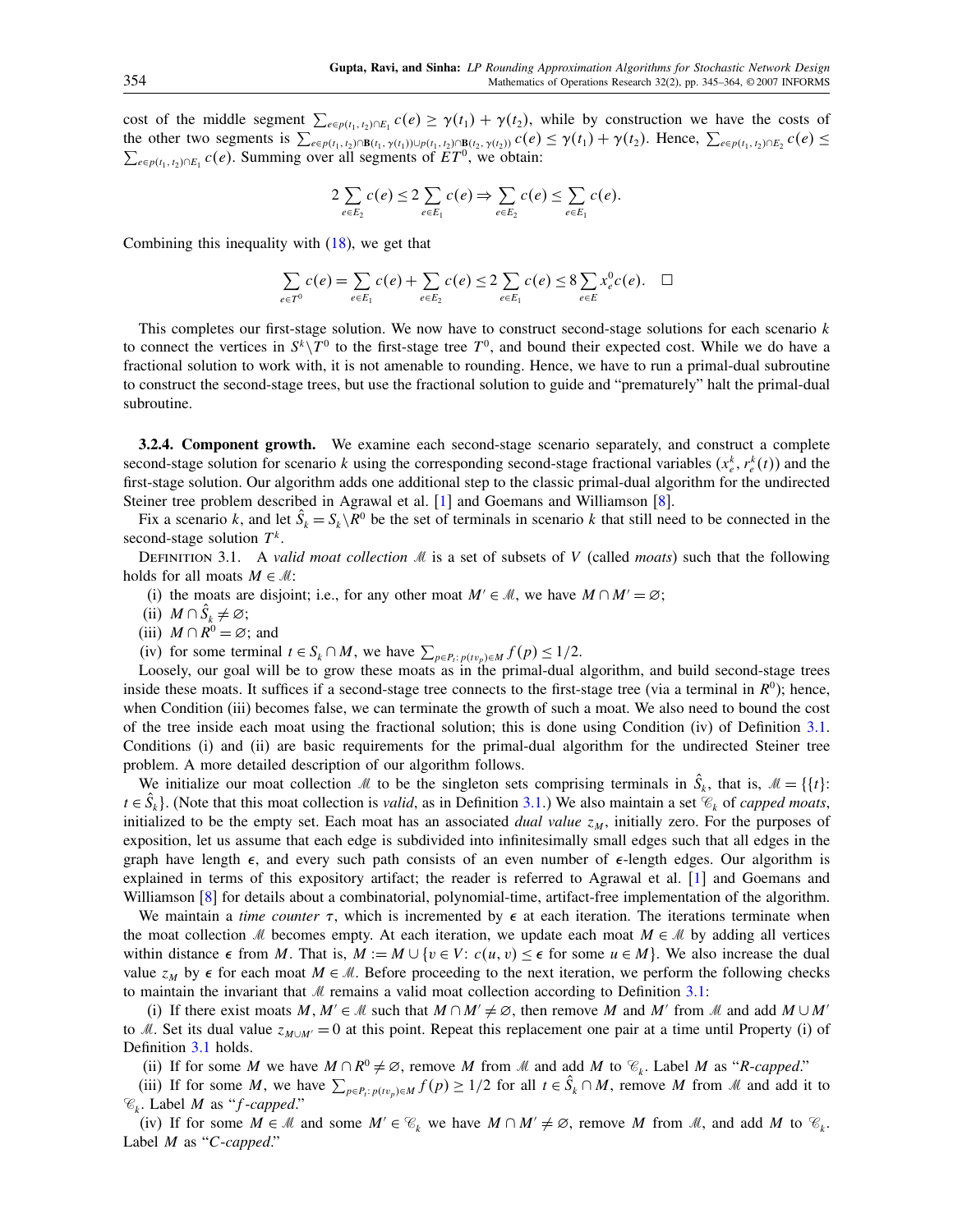cost of the middle segment $\sum_{e\in p(t_1,t_2)\cap E_1} c(e) \geq \gamma(t_1)+\gamma(t_2)$, while by construction we have the costs of the other two segments is $\sum_{e\in p(t_1,t_2)\cap \mathbf{B}(t_1,\gamma(t_1))\cup p(t_1,t_2)\cap \mathbf{B}(t_2,\gamma(t_2))} c(e) \leq \gamma(t_1)+\gamma(t_2)$. Hence, $\sum_{e\in p(t_1,t_2)\cap E_2} c(e) \leq \sum_{e\in p(t_1,t_2)\cap E_1} c(e)$. Summing over all segments of $ET^0$, we obtain:

$$2\sum_{e\in E_2} c(e) \leq 2\sum_{e\in E_1} c(e) \Rightarrow \sum_{e\in E_2} c(e) \leq \sum_{e\in E_1} c(e).$$

Combining this inequality with (18), we get that

$$\sum_{e\in T^0} c(e) = \sum_{e\in E_1} c(e) + \sum_{e\in E_2} c(e) \leq 2\sum_{e\in E_1} c(e) \leq 8\sum_{e\in E} x_e^0 c(e). \quad \square$$

This completes our first-stage solution. We now have to construct second-stage solutions for each scenario $k$ to connect the vertices in $S^k\setminus T^0$ to the first-stage tree $T^0$, and bound their expected cost. While we do have a fractional solution to work with, it is not amenable to rounding. Hence, we have to run a primal-dual subroutine to construct the second-stage trees, but use the fractional solution to guide and "prematurely" halt the primal-dual subroutine.

**3.2.4. Component growth.** We examine each second-stage scenario separately, and construct a complete second-stage solution for scenario $k$ using the corresponding second-stage fractional variables $(x_e^k, r_e^k(t))$ and the first-stage solution. Our algorithm adds one additional step to the classic primal-dual algorithm for the undirected Steiner tree problem described in Agrawal et al. [1] and Goemans and Williamson [8].

Fix a scenario $k$, and let $\hat{S}_k = S_k\setminus R^0$ be the set of terminals in scenario $k$ that still need to be connected in the second-stage solution $T^k$.

Definition 3.1. A *valid moat collection* $\mathcal{M}$ is a set of subsets of $V$ (called *moats*) such that the following holds for all moats $M\in\mathcal{M}$:

(i) the moats are disjoint; i.e., for any other moat $M'\in\mathcal{M}$, we have $M\cap M'=\varnothing$;

(ii) $M\cap \hat{S}_k\neq\varnothing$;

(iii) $M\cap R^0=\varnothing$; and

(iv) for some terminal $t\in S_k\cap M$, we have $\sum_{p\in P_t:\, p(tv_p)\in M} f(p)\leq 1/2$.

Loosely, our goal will be to grow these moats as in the primal-dual algorithm, and build second-stage trees inside these moats. It suffices if a second-stage tree connects to the first-stage tree (via a terminal in $R^0$); hence, when Condition (iii) becomes false, we can terminate the growth of such a moat. We also need to bound the cost of the tree inside each moat using the fractional solution; this is done using Condition (iv) of Definition 3.1. Conditions (i) and (ii) are basic requirements for the primal-dual algorithm for the undirected Steiner tree problem. A more detailed description of our algorithm follows.

We initialize our moat collection $\mathcal{M}$ to be the singleton sets comprising terminals in $\hat{S}_k$, that is, $\mathcal{M}=\{\{t\}: t\in\hat{S}_k\}$. (Note that this moat collection is *valid*, as in Definition 3.1.) We also maintain a set $\mathcal{C}_k$ of *capped moats*, initialized to be the empty set. Each moat has an associated *dual value* $z_M$, initially zero. For the purposes of exposition, let us assume that each edge is subdivided into infinitesimally small edges such that all edges in the graph have length $\epsilon$, and every such path consists of an even number of $\epsilon$-length edges. Our algorithm is explained in terms of this expository artifact; the reader is referred to Agrawal et al. [1] and Goemans and Williamson [8] for details about a combinatorial, polynomial-time, artifact-free implementation of the algorithm.

We maintain a *time counter* $\tau$, which is incremented by $\epsilon$ at each iteration. The iterations terminate when the moat collection $\mathcal{M}$ becomes empty. At each iteration, we update each moat $M\in\mathcal{M}$ by adding all vertices within distance $\epsilon$ from $M$. That is, $M:=M\cup\{v\in V: c(u,v)\leq\epsilon \text{ for some } u\in M\}$. We also increase the dual value $z_M$ by $\epsilon$ for each moat $M\in\mathcal{M}$. Before proceeding to the next iteration, we perform the following checks to maintain the invariant that $\mathcal{M}$ remains a valid moat collection according to Definition 3.1:

(i) If there exist moats $M, M'\in\mathcal{M}$ such that $M\cap M'\neq\varnothing$, then remove $M$ and $M'$ from $\mathcal{M}$ and add $M\cup M'$ to $\mathcal{M}$. Set its dual value $z_{M\cup M'}=0$ at this point. Repeat this replacement one pair at a time until Property (i) of Definition 3.1 holds.

(ii) If for some $M$ we have $M\cap R^0\neq\varnothing$, remove $M$ from $\mathcal{M}$ and add $M$ to $\mathcal{C}_k$. Label $M$ as "*R-capped*."

(iii) If for some $M$, we have $\sum_{p\in P_t:\, p(tv_p)\in M} f(p)\geq 1/2$ for all $t\in\hat{S}_k\cap M$, remove $M$ from $\mathcal{M}$ and add it to $\mathcal{C}_k$. Label $M$ as "*f-capped*."

(iv) If for some $M\in\mathcal{M}$ and some $M'\in\mathcal{C}_k$ we have $M\cap M'\neq\varnothing$, remove $M$ from $\mathcal{M}$, and add $M$ to $\mathcal{C}_k$. Label $M$ as "*C-capped*."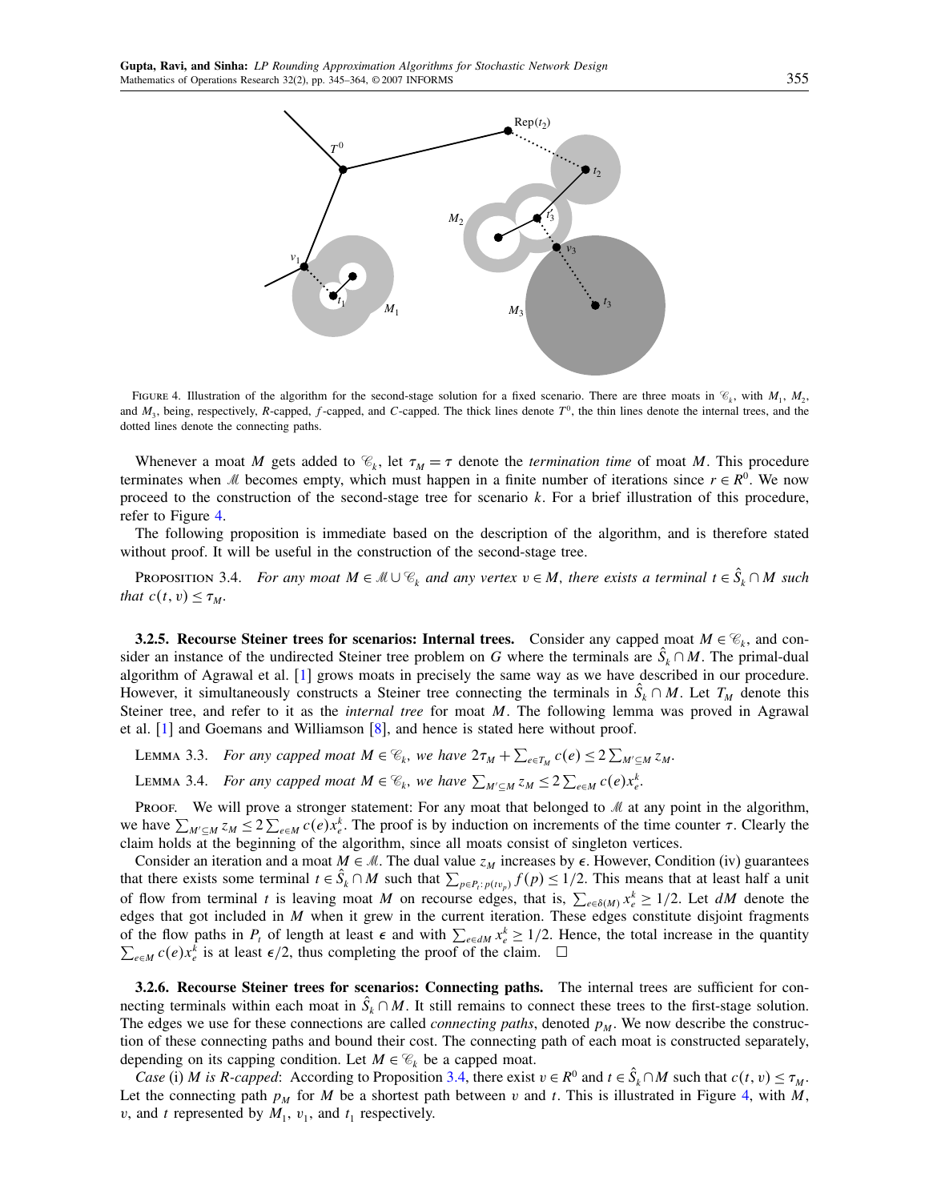FIGURE 4. Illustration of the algorithm for the second-stage solution for a fixed scenario. There are three moats in $\mathscr{C}_k$, with $M_1$, $M_2$, and $M_3$, being, respectively, $R$-capped, $f$-capped, and $C$-capped. The thick lines denote $T^0$, the thin lines denote the internal trees, and the dotted lines denote the connecting paths.

Whenever a moat $M$ gets added to $\mathscr{C}_k$, let $\tau_M = \tau$ denote the *termination time* of moat $M$. This procedure terminates when $\mathscr{M}$ becomes empty, which must happen in a finite number of iterations since $r \in R^0$. We now proceed to the construction of the second-stage tree for scenario $k$. For a brief illustration of this procedure, refer to Figure 4.

The following proposition is immediate based on the description of the algorithm, and is therefore stated without proof. It will be useful in the construction of the second-stage tree.

PROPOSITION 3.4. *For any moat $M \in \mathscr{M} \cup \mathscr{C}_k$ and any vertex $v \in M$, there exists a terminal $t \in \hat{S}_k \cap M$ such that $c(t, v) \le \tau_M$.*

**3.2.5. Recourse Steiner trees for scenarios: Internal trees.** Consider any capped moat $M \in \mathscr{C}_k$, and consider an instance of the undirected Steiner tree problem on $G$ where the terminals are $\hat{S}_k \cap M$. The primal-dual algorithm of Agrawal et al. [1] grows moats in precisely the same way as we have described in our procedure. However, it simultaneously constructs a Steiner tree connecting the terminals in $\hat{S}_k \cap M$. Let $T_M$ denote this Steiner tree, and refer to it as the *internal tree* for moat $M$. The following lemma was proved in Agrawal et al. [1] and Goemans and Williamson [8], and hence is stated here without proof.

LEMMA 3.3. *For any capped moat $M \in \mathscr{C}_k$, we have $2\tau_M + \sum_{e \in T_M} c(e) \le 2 \sum_{M' \subseteq M} z_M$.*

LEMMA 3.4. *For any capped moat $M \in \mathscr{C}_k$, we have $\sum_{M' \subseteq M} z_M \le 2 \sum_{e \in M} c(e) x_e^k$.*

PROOF. We will prove a stronger statement: For any moat that belonged to $\mathscr{M}$ at any point in the algorithm, we have $\sum_{M' \subseteq M} z_M \le 2 \sum_{e \in M} c(e) x_e^k$. The proof is by induction on increments of the time counter $\tau$. Clearly the claim holds at the beginning of the algorithm, since all moats consist of singleton vertices.

Consider an iteration and a moat $M \in \mathscr{M}$. The dual value $z_M$ increases by $\epsilon$. However, Condition (iv) guarantees that there exists some terminal $t \in \hat{S}_k \cap M$ such that $\sum_{p \in P_t : p(tv_p)} f(p) \le 1/2$. This means that at least half a unit of flow from terminal $t$ is leaving moat $M$ on recourse edges, that is, $\sum_{e \in \delta(M)} x_e^k \ge 1/2$. Let $dM$ denote the edges that got included in $M$ when it grew in the current iteration. These edges constitute disjoint fragments of the flow paths in $P_t$ of length at least $\epsilon$ and with $\sum_{e \in dM} x_e^k \ge 1/2$. Hence, the total increase in the quantity $\sum_{e \in M} c(e) x_e^k$ is at least $\epsilon/2$, thus completing the proof of the claim. $\square$

**3.2.6. Recourse Steiner trees for scenarios: Connecting paths.** The internal trees are sufficient for connecting terminals within each moat in $\hat{S}_k \cap M$. It still remains to connect these trees to the first-stage solution. The edges we use for these connections are called *connecting paths*, denoted $p_M$. We now describe the construction of these connecting paths and bound their cost. The connecting path of each moat is constructed separately, depending on its capping condition. Let $M \in \mathscr{C}_k$ be a capped moat.

*Case* (i) *$M$ is $R$-capped*: According to Proposition 3.4, there exist $v \in R^0$ and $t \in \hat{S}_k \cap M$ such that $c(t, v) \le \tau_M$. Let the connecting path $p_M$ for $M$ be a shortest path between $v$ and $t$. This is illustrated in Figure 4, with $M$, $v$, and $t$ represented by $M_1$, $v_1$, and $t_1$ respectively.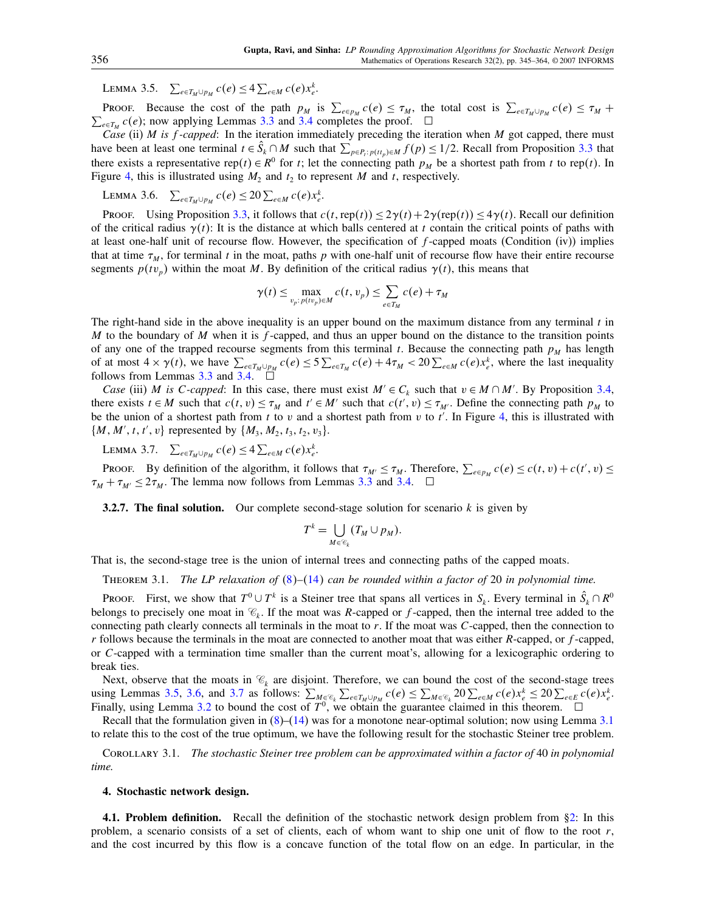LEMMA 3.5. $\sum_{e \in T_M \cup p_M} c(e) \leq 4 \sum_{e \in M} c(e) x_e^k$.

PROOF. Because the cost of the path $p_M$ is $\sum_{e \in p_M} c(e) \leq \tau_M$, the total cost is $\sum_{e \in T_M \cup p_M} c(e) \leq \tau_M + \sum_{e \in T_M} c(e)$; now applying Lemmas 3.3 and 3.4 completes the proof. $\square$

*Case* (ii) $M$ *is* $f$*-capped*: In the iteration immediately preceding the iteration when $M$ got capped, there must have been at least one terminal $t \in \hat{S}_k \cap M$ such that $\sum_{p \in P_t : p(tt_p) \in M} f(p) \leq 1/2$. Recall from Proposition 3.3 that there exists a representative $\text{rep}(t) \in R^0$ for $t$; let the connecting path $p_M$ be a shortest path from $t$ to $\text{rep}(t)$. In Figure 4, this is illustrated using $M_2$ and $t_2$ to represent $M$ and $t$, respectively.

LEMMA 3.6. $\sum_{e \in T_M \cup p_M} c(e) \leq 20 \sum_{e \in M} c(e) x_e^k$.

PROOF. Using Proposition 3.3, it follows that $c(t, \text{rep}(t)) \leq 2\gamma(t) + 2\gamma(\text{rep}(t)) \leq 4\gamma(t)$. Recall our definition of the critical radius $\gamma(t)$: It is the distance at which balls centered at $t$ contain the critical points of paths with at least one-half unit of recourse flow. However, the specification of $f$-capped moats (Condition (iv)) implies that at time $\tau_M$, for terminal $t$ in the moat, paths $p$ with one-half unit of recourse flow have their entire recourse segments $p(tv_p)$ within the moat $M$. By definition of the critical radius $\gamma(t)$, this means that

$$\gamma(t) \leq \max_{v_p : p(tv_p) \in M} c(t, v_p) \leq \sum_{e \in T_M} c(e) + \tau_M$$

The right-hand side in the above inequality is an upper bound on the maximum distance from any terminal $t$ in $M$ to the boundary of $M$ when it is $f$-capped, and thus an upper bound on the distance to the transition points of any one of the trapped recourse segments from this terminal $t$. Because the connecting path $p_M$ has length of at most $4 \times \gamma(t)$, we have $\sum_{e \in T_M \cup p_M} c(e) \leq 5 \sum_{e \in T_M} c(e) + 4\tau_M < 20 \sum_{e \in M} c(e) x_e^k$, where the last inequality follows from Lemmas 3.3 and 3.4. $\square$

*Case* (iii) $M$ *is* $C$*-capped*: In this case, there must exist $M' \in \mathscr{C}_k$ such that $v \in M \cap M'$. By Proposition 3.4, there exists $t \in M$ such that $c(t, v) \leq \tau_M$ and $t' \in M'$ such that $c(t', v) \leq \tau_{M'}$. Define the connecting path $p_M$ to be the union of a shortest path from $t$ to $v$ and a shortest path from $v$ to $t'$. In Figure 4, this is illustrated with $\{M, M', t, t', v\}$ represented by $\{M_3, M_2, t_3, t_2, v_3\}$.

LEMMA 3.7. $\sum_{e \in T_M \cup p_M} c(e) \leq 4 \sum_{e \in M} c(e) x_e^k$.

PROOF. By definition of the algorithm, it follows that $\tau_{M'} \leq \tau_M$. Therefore, $\sum_{e \in p_M} c(e) \leq c(t, v) + c(t', v) \leq \tau_M + \tau_{M'} \leq 2\tau_M$. The lemma now follows from Lemmas 3.3 and 3.4. $\square$

**3.2.7. The final solution.** Our complete second-stage solution for scenario $k$ is given by

$$T^k = \bigcup_{M \in \mathscr{C}_k} (T_M \cup p_M).$$

That is, the second-stage tree is the union of internal trees and connecting paths of the capped moats.

THEOREM 3.1. *The LP relaxation of* (8)–(14) *can be rounded within a factor of* 20 *in polynomial time.*

PROOF. First, we show that $T^0 \cup T^k$ is a Steiner tree that spans all vertices in $S_k$. Every terminal in $\hat{S}_k \cap R^0$ belongs to precisely one moat in $\mathscr{C}_k$. If the moat was $R$-capped or $f$-capped, then the internal tree added to the connecting path clearly connects all terminals in the moat to $r$. If the moat was $C$-capped, then the connection to $r$ follows because the terminals in the moat are connected to another moat that was either $R$-capped, or $f$-capped, or $C$-capped with a termination time smaller than the current moat's, allowing for a lexicographic ordering to break ties.

Next, observe that the moats in $\mathscr{C}_k$ are disjoint. Therefore, we can bound the cost of the second-stage trees using Lemmas 3.5, 3.6, and 3.7 as follows: $\sum_{M \in \mathscr{C}_k} \sum_{e \in T_M \cup p_M} c(e) \leq \sum_{M \in \mathscr{C}_k} 20 \sum_{e \in M} c(e) x_e^k \leq 20 \sum_{e \in E} c(e) x_e^k$. Finally, using Lemma 3.2 to bound the cost of $T^0$, we obtain the guarantee claimed in this theorem. $\square$

Recall that the formulation given in (8)–(14) was for a monotone near-optimal solution; now using Lemma 3.1 to relate this to the cost of the true optimum, we have the following result for the stochastic Steiner tree problem.

COROLLARY 3.1. *The stochastic Steiner tree problem can be approximated within a factor of* 40 *in polynomial time.*

## 4. Stochastic network design.

**4.1. Problem definition.** Recall the definition of the stochastic network design problem from §2: In this problem, a scenario consists of a set of clients, each of whom want to ship one unit of flow to the root $r$, and the cost incurred by this flow is a concave function of the total flow on an edge. In particular, in the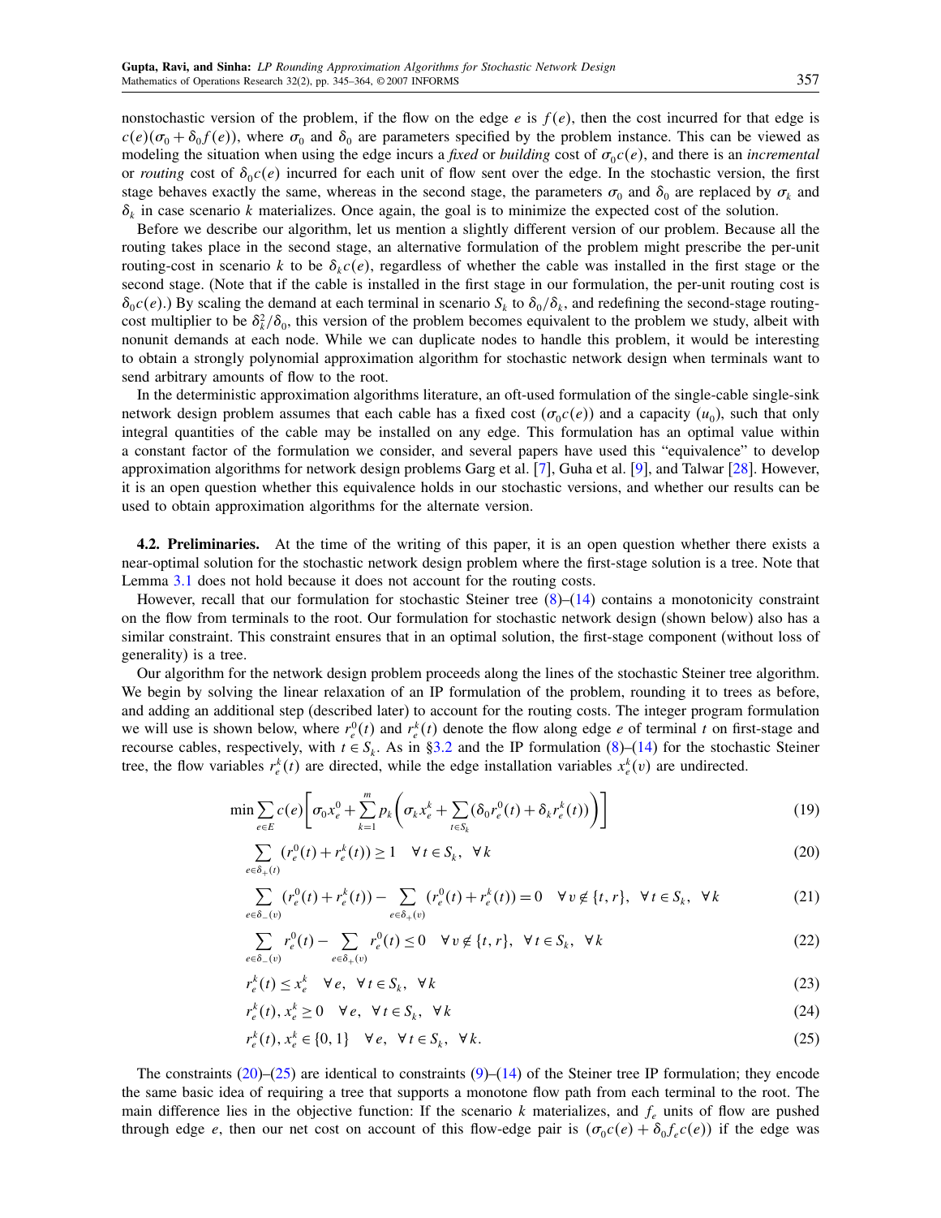nonstochastic version of the problem, if the flow on the edge $e$ is $f(e)$, then the cost incurred for that edge is $c(e)(\sigma_0 + \delta_0 f(e))$, where $\sigma_0$ and $\delta_0$ are parameters specified by the problem instance. This can be viewed as modeling the situation when using the edge incurs a *fixed* or *building* cost of $\sigma_0 c(e)$, and there is an *incremental* or *routing* cost of $\delta_0 c(e)$ incurred for each unit of flow sent over the edge. In the stochastic version, the first stage behaves exactly the same, whereas in the second stage, the parameters $\sigma_0$ and $\delta_0$ are replaced by $\sigma_k$ and $\delta_k$ in case scenario $k$ materializes. Once again, the goal is to minimize the expected cost of the solution.

Before we describe our algorithm, let us mention a slightly different version of our problem. Because all the routing takes place in the second stage, an alternative formulation of the problem might prescribe the per-unit routing-cost in scenario $k$ to be $\delta_k c(e)$, regardless of whether the cable was installed in the first stage or the second stage. (Note that if the cable is installed in the first stage in our formulation, the per-unit routing cost is $\delta_0 c(e)$.) By scaling the demand at each terminal in scenario $S_k$ to $\delta_0/\delta_k$, and redefining the second-stage routing-cost multiplier to be $\delta_k^2/\delta_0$, this version of the problem becomes equivalent to the problem we study, albeit with nonunit demands at each node. While we can duplicate nodes to handle this problem, it would be interesting to obtain a strongly polynomial approximation algorithm for stochastic network design when terminals want to send arbitrary amounts of flow to the root.

In the deterministic approximation algorithms literature, an oft-used formulation of the single-cable single-sink network design problem assumes that each cable has a fixed cost ($\sigma_0 c(e)$) and a capacity ($u_0$), such that only integral quantities of the cable may be installed on any edge. This formulation has an optimal value within a constant factor of the formulation we consider, and several papers have used this "equivalence" to develop approximation algorithms for network design problems Garg et al. [7], Guha et al. [9], and Talwar [28]. However, it is an open question whether this equivalence holds in our stochastic versions, and whether our results can be used to obtain approximation algorithms for the alternate version.

**4.2. Preliminaries.** At the time of the writing of this paper, it is an open question whether there exists a near-optimal solution for the stochastic network design problem where the first-stage solution is a tree. Note that Lemma 3.1 does not hold because it does not account for the routing costs.

However, recall that our formulation for stochastic Steiner tree (8)–(14) contains a monotonicity constraint on the flow from terminals to the root. Our formulation for stochastic network design (shown below) also has a similar constraint. This constraint ensures that in an optimal solution, the first-stage component (without loss of generality) is a tree.

Our algorithm for the network design problem proceeds along the lines of the stochastic Steiner tree algorithm. We begin by solving the linear relaxation of an IP formulation of the problem, rounding it to trees as before, and adding an additional step (described later) to account for the routing costs. The integer program formulation we will use is shown below, where $r_e^0(t)$ and $r_e^k(t)$ denote the flow along edge $e$ of terminal $t$ on first-stage and recourse cables, respectively, with $t \in S_k$. As in §3.2 and the IP formulation (8)–(14) for the stochastic Steiner tree, the flow variables $r_e^k(t)$ are directed, while the edge installation variables $x_e^k(v)$ are undirected.

$$\min \sum_{e \in E} c(e)\left[\sigma_0 x_e^0 + \sum_{k=1}^{m} p_k \left(\sigma_k x_e^k + \sum_{t \in S_k} (\delta_0 r_e^0(t) + \delta_k r_e^k(t))\right)\right] \tag{19}$$

$$\sum_{e \in \delta_+(t)} (r_e^0(t) + r_e^k(t)) \geq 1 \quad \forall\, t \in S_k, \ \forall\, k \tag{20}$$

$$\sum_{e \in \delta_-(v)} (r_e^0(t) + r_e^k(t)) - \sum_{e \in \delta_+(v)} (r_e^0(t) + r_e^k(t)) = 0 \quad \forall\, v \notin \{t, r\}, \ \forall\, t \in S_k, \ \forall\, k \tag{21}$$

$$\sum_{e \in \delta_-(v)} r_e^0(t) - \sum_{e \in \delta_+(v)} r_e^0(t) \leq 0 \quad \forall\, v \notin \{t, r\}, \ \forall\, t \in S_k, \ \forall\, k \tag{22}$$

$$r_e^k(t) \leq x_e^k \quad \forall\, e, \ \forall\, t \in S_k, \ \forall\, k \tag{23}$$

$$r_e^k(t), x_e^k \geq 0 \quad \forall\, e, \ \forall\, t \in S_k, \ \forall\, k \tag{24}$$

$$r_e^k(t), x_e^k \in \{0, 1\} \quad \forall\, e, \ \forall\, t \in S_k, \ \forall\, k. \tag{25}$$

The constraints (20)–(25) are identical to constraints (9)–(14) of the Steiner tree IP formulation; they encode the same basic idea of requiring a tree that supports a monotone flow path from each terminal to the root. The main difference lies in the objective function: If the scenario $k$ materializes, and $f_e$ units of flow are pushed through edge $e$, then our net cost on account of this flow-edge pair is $(\sigma_0 c(e) + \delta_0 f_e c(e))$ if the edge was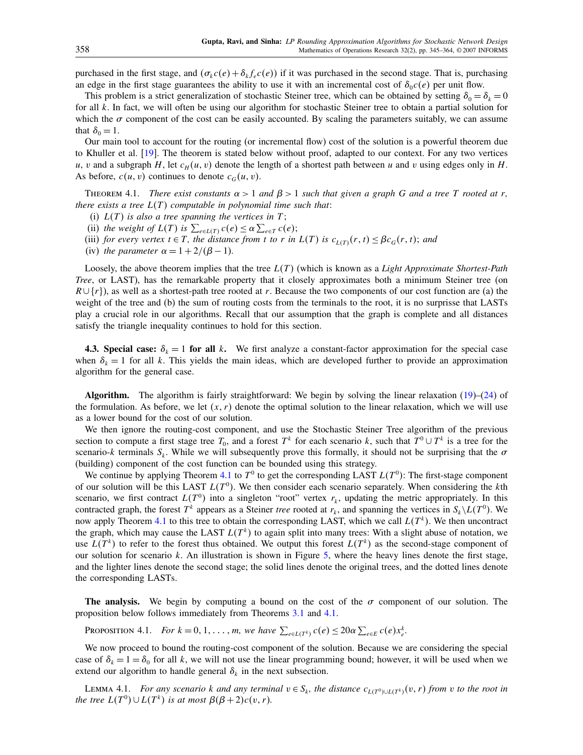purchased in the first stage, and $(\sigma_k c(e) + \delta_k f_e c(e))$ if it was purchased in the second stage. That is, purchasing an edge in the first stage guarantees the ability to use it with an incremental cost of $\delta_0 c(e)$ per unit flow.

This problem is a strict generalization of stochastic Steiner tree, which can be obtained by setting $\delta_0 = \delta_k = 0$ for all $k$. In fact, we will often be using our algorithm for stochastic Steiner tree to obtain a partial solution for which the $\sigma$ component of the cost can be easily accounted. By scaling the parameters suitably, we can assume that $\delta_0 = 1$.

Our main tool to account for the routing (or incremental flow) cost of the solution is a powerful theorem due to Khuller et al. [19]. The theorem is stated below without proof, adapted to our context. For any two vertices $u$, $v$ and a subgraph $H$, let $c_H(u, v)$ denote the length of a shortest path between $u$ and $v$ using edges only in $H$. As before, $c(u, v)$ continues to denote $c_G(u, v)$.

THEOREM 4.1. *There exist constants $\alpha > 1$ and $\beta > 1$ such that given a graph $G$ and a tree $T$ rooted at $r$, there exists a tree $L(T)$ computable in polynomial time such that*:

(i) *$L(T)$ is also a tree spanning the vertices in $T$*;

(ii) *the weight of $L(T)$ is $\sum_{e \in L(T)} c(e) \le \alpha \sum_{e \in T} c(e)$*;

(iii) *for every vertex $t \in T$, the distance from $t$ to $r$ in $L(T)$ is $c_{L(T)}(r, t) \le \beta c_G(r, t)$; and*

(iv) *the parameter $\alpha = 1 + 2/(\beta - 1)$.*

Loosely, the above theorem implies that the tree $L(T)$ (which is known as a *Light Approximate Shortest-Path Tree*, or LAST), has the remarkable property that it closely approximates both a minimum Steiner tree (on $R \cup \{r\}$), as well as a shortest-path tree rooted at $r$. Because the two components of our cost function are (a) the weight of the tree and (b) the sum of routing costs from the terminals to the root, it is no surprisse that LASTs play a crucial role in our algorithms. Recall that our assumption that the graph is complete and all distances satisfy the triangle inequality continues to hold for this section.

### 4.3. Special case: $\delta_k = 1$ for all $k$.

We first analyze a constant-factor approximation for the special case when $\delta_k = 1$ for all $k$. This yields the main ideas, which are developed further to provide an approximation algorithm for the general case.

**Algorithm.** The algorithm is fairly straightforward: We begin by solving the linear relaxation (19)–(24) of the formulation. As before, we let $(x, r)$ denote the optimal solution to the linear relaxation, which we will use as a lower bound for the cost of our solution.

We then ignore the routing-cost component, and use the Stochastic Steiner Tree algorithm of the previous section to compute a first stage tree $T_0$, and a forest $T^k$ for each scenario $k$, such that $T^0 \cup T^k$ is a tree for the scenario-$k$ terminals $S_k$. While we will subsequently prove this formally, it should not be surprising that the $\sigma$ (building) component of the cost function can be bounded using this strategy.

We continue by applying Theorem 4.1 to $T^0$ to get the corresponding LAST $L(T^0)$: The first-stage component of our solution will be this LAST $L(T^0)$. We then consider each scenario separately. When considering the $k$th scenario, we first contract $L(T^0)$ into a singleton "root" vertex $r_k$, updating the metric appropriately. In this contracted graph, the forest $T^k$ appears as a Steiner *tree* rooted at $r_k$, and spanning the vertices in $S_k \setminus L(T^0)$. We now apply Theorem 4.1 to this tree to obtain the corresponding LAST, which we call $L(T^k)$. We then uncontract the graph, which may cause the LAST $L(T^k)$ to again split into many trees: With a slight abuse of notation, we use $L(T^k)$ to refer to the forest thus obtained. We output this forest $L(T^k)$ as the second-stage component of our solution for scenario $k$. An illustration is shown in Figure 5, where the heavy lines denote the first stage, and the lighter lines denote the second stage; the solid lines denote the original trees, and the dotted lines denote the corresponding LASTs.

**The analysis.** We begin by computing a bound on the cost of the $\sigma$ component of our solution. The proposition below follows immediately from Theorems 3.1 and 4.1.

PROPOSITION 4.1. *For $k = 0, 1, \ldots, m$, we have $\sum_{e \in L(T^k)} c(e) \le 20\alpha \sum_{e \in E} c(e) x_e^k$.*

We now proceed to bound the routing-cost component of the solution. Because we are considering the special case of $\delta_k = 1 = \delta_0$ for all $k$, we will not use the linear programming bound; however, it will be used when we extend our algorithm to handle general $\delta_k$ in the next subsection.

LEMMA 4.1. *For any scenario $k$ and any terminal $v \in S_k$, the distance $c_{L(T^0) \cup L(T^k)}(v, r)$ from $v$ to the root in the tree $L(T^0) \cup L(T^k)$ is at most $\beta(\beta + 2) c(v, r)$.*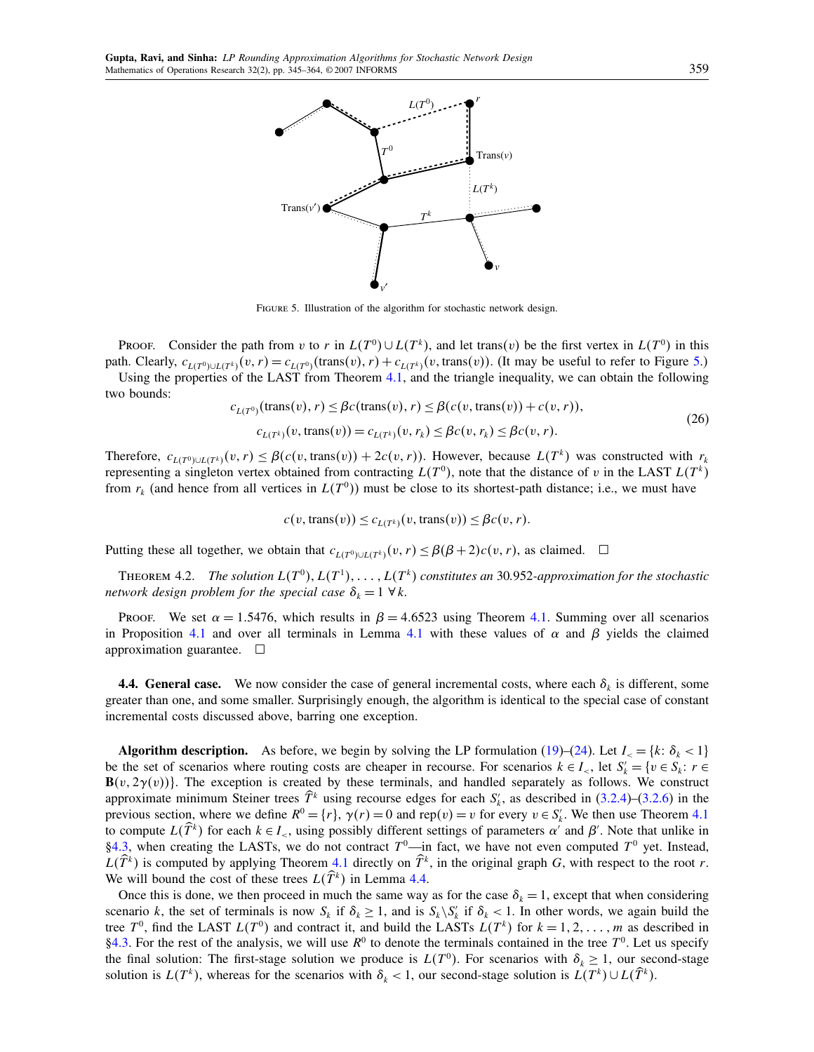FIGURE 5. Illustration of the algorithm for stochastic network design.

PROOF. Consider the path from $v$ to $r$ in $L(T^0) \cup L(T^k)$, and let trans$(v)$ be the first vertex in $L(T^0)$ in this path. Clearly, $c_{L(T^0)\cup L(T^k)}(v, r) = c_{L(T^0)}(\text{trans}(v), r) + c_{L(T^k)}(v, \text{trans}(v))$. (It may be useful to refer to Figure 5.)

Using the properties of the LAST from Theorem 4.1, and the triangle inequality, we can obtain the following two bounds:

$$
\begin{aligned}
c_{L(T^0)}(\text{trans}(v), r) &\le \beta c(\text{trans}(v), r) \le \beta(c(v, \text{trans}(v)) + c(v, r)), \\
c_{L(T^k)}(v, \text{trans}(v)) &= c_{L(T^k)}(v, r_k) \le \beta c(v, r_k) \le \beta c(v, r).
\end{aligned}
\tag{26}
$$

Therefore, $c_{L(T^0)\cup L(T^k)}(v, r) \le \beta(c(v, \text{trans}(v)) + 2c(v, r))$. However, because $L(T^k)$ was constructed with $r_k$ representing a singleton vertex obtained from contracting $L(T^0)$, note that the distance of $v$ in the LAST $L(T^k)$ from $r_k$ (and hence from all vertices in $L(T^0)$) must be close to its shortest-path distance; i.e., we must have

$$
c(v, \text{trans}(v)) \le c_{L(T^k)}(v, \text{trans}(v)) \le \beta c(v, r).
$$

Putting these all together, we obtain that $c_{L(T^0)\cup L(T^k)}(v, r) \le \beta(\beta + 2)c(v, r)$, as claimed. $\square$

THEOREM 4.2. *The solution $L(T^0), L(T^1), \ldots, L(T^k)$ constitutes an 30.952-approximation for the stochastic network design problem for the special case $\delta_k = 1\ \forall k$.*

PROOF. We set $\alpha = 1.5476$, which results in $\beta = 4.6523$ using Theorem 4.1. Summing over all scenarios in Proposition 4.1 and over all terminals in Lemma 4.1 with these values of $\alpha$ and $\beta$ yields the claimed approximation guarantee. $\square$

**4.4. General case.** We now consider the case of general incremental costs, where each $\delta_k$ is different, some greater than one, and some smaller. Surprisingly enough, the algorithm is identical to the special case of constant incremental costs discussed above, barring one exception.

**Algorithm description.** As before, we begin by solving the LP formulation (19)–(24). Let $I_< = \{k\colon \delta_k < 1\}$ be the set of scenarios where routing costs are cheaper in recourse. For scenarios $k \in I_<$, let $S'_k = \{v \in S_k\colon r \in \mathbf{B}(v, 2\gamma(v))\}$. The exception is created by these terminals, and handled separately as follows. We construct approximate minimum Steiner trees $\widehat{T}^k$ using recourse edges for each $S'_k$, as described in (3.2.4)–(3.2.6) in the previous section, where we define $R^0 = \{r\}$, $\gamma(r) = 0$ and rep$(v) = v$ for every $v \in S'_k$. We then use Theorem 4.1 to compute $L(\widehat{T}^k)$ for each $k \in I_<$, using possibly different settings of parameters $\alpha'$ and $\beta'$. Note that unlike in §4.3, when creating the LASTs, we do not contract $T^0$—in fact, we have not even computed $T^0$ yet. Instead, $L(\widehat{T}^k)$ is computed by applying Theorem 4.1 directly on $\widehat{T}^k$, in the original graph $G$, with respect to the root $r$. We will bound the cost of these trees $L(\widehat{T}^k)$ in Lemma 4.4.

Once this is done, we then proceed in much the same way as for the case $\delta_k = 1$, except that when considering scenario $k$, the set of terminals is now $S_k$ if $\delta_k \ge 1$, and is $S_k \backslash S'_k$ if $\delta_k < 1$. In other words, we again build the tree $T^0$, find the LAST $L(T^0)$ and contract it, and build the LASTs $L(T^k)$ for $k = 1, 2, \ldots, m$ as described in §4.3. For the rest of the analysis, we will use $R^0$ to denote the terminals contained in the tree $T^0$. Let us specify the final solution: The first-stage solution we produce is $L(T^0)$. For scenarios with $\delta_k \ge 1$, our second-stage solution is $L(T^k)$, whereas for the scenarios with $\delta_k < 1$, our second-stage solution is $L(T^k) \cup L(\widehat{T}^k)$.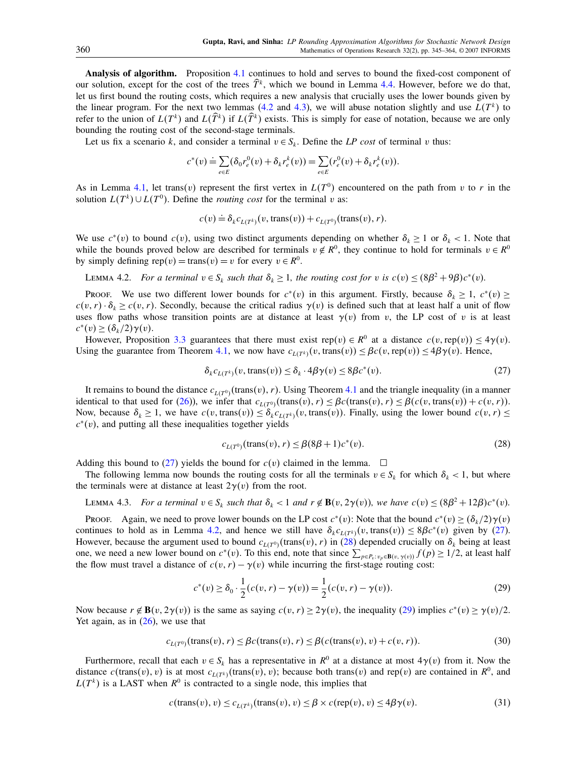**Analysis of algorithm.** Proposition 4.1 continues to hold and serves to bound the fixed-cost component of our solution, except for the cost of the trees $\widehat{T}^k$, which we bound in Lemma 4.4. However, before we do that, let us first bound the routing costs, which requires a new analysis that crucially uses the lower bounds given by the linear program. For the next two lemmas (4.2 and 4.3), we will abuse notation slightly and use $L(T^k)$ to refer to the union of $L(T^k)$ and $L(\widehat{T}^k)$ if $L(\widehat{T}^k)$ exists. This is simply for ease of notation, because we are only bounding the routing cost of the second-stage terminals.

Let us fix a scenario $k$, and consider a terminal $v \in S_k$. Define the *LP cost* of terminal $v$ thus:

$$c^*(v) \doteq \sum_{e\in E}(\delta_0 r_e^0(v) + \delta_k r_e^k(v)) = \sum_{e\in E}(r_e^0(v) + \delta_k r_e^k(v)).$$

As in Lemma 4.1, let $\text{trans}(v)$ represent the first vertex in $L(T^0)$ encountered on the path from $v$ to $r$ in the solution $L(T^k) \cup L(T^0)$. Define the *routing cost* for the terminal $v$ as:

$$c(v) \doteq \delta_k c_{L(T^k)}(v, \text{trans}(v)) + c_{L(T^0)}(\text{trans}(v), r).$$

We use $c^*(v)$ to bound $c(v)$, using two distinct arguments depending on whether $\delta_k \geq 1$ or $\delta_k < 1$. Note that while the bounds proved below are described for terminals $v \notin R^0$, they continue to hold for terminals $v \in R^0$ by simply defining $\text{rep}(v) = \text{trans}(v) = v$ for every $v \in R^0$.

Lemma 4.2. *For a terminal $v \in S_k$ such that $\delta_k \geq 1$, the routing cost for $v$ is $c(v) \leq (8\beta^2 + 9\beta)c^*(v)$.*

Proof. We use two different lower bounds for $c^*(v)$ in this argument. Firstly, because $\delta_k \geq 1$, $c^*(v) \geq c(v, r)\cdot \delta_k \geq c(v, r)$. Secondly, because the critical radius $\gamma(v)$ is defined such that at least half a unit of flow uses flow paths whose transition points are at distance at least $\gamma(v)$ from $v$, the LP cost of $v$ is at least $c^*(v) \geq (\delta_k/2)\gamma(v)$.

However, Proposition 3.3 guarantees that there must exist $\text{rep}(v) \in R^0$ at a distance $c(v, \text{rep}(v)) \leq 4\gamma(v)$. Using the guarantee from Theorem 4.1, we now have $c_{L(T^k)}(v, \text{trans}(v)) \leq \beta c(v, \text{rep}(v)) \leq 4\beta\gamma(v)$. Hence,

$$\delta_k c_{L(T^k)}(v, \text{trans}(v)) \leq \delta_k \cdot 4\beta\gamma(v) \leq 8\beta c^*(v). \tag{27}$$

It remains to bound the distance $c_{L(T^0)}(\text{trans}(v), r)$. Using Theorem 4.1 and the triangle inequality (in a manner identical to that used for (26)), we infer that $c_{L(T^0)}(\text{trans}(v), r) \leq \beta c(\text{trans}(v), r) \leq \beta(c(v, \text{trans}(v)) + c(v, r))$. Now, because $\delta_k \geq 1$, we have $c(v, \text{trans}(v)) \leq \delta_k c_{L(T^k)}(v, \text{trans}(v))$. Finally, using the lower bound $c(v, r) \leq c^*(v)$, and putting all these inequalities together yields

$$c_{L(T^0)}(\text{trans}(v), r) \leq \beta(8\beta + 1)c^*(v). \tag{28}$$

Adding this bound to (27) yields the bound for $c(v)$ claimed in the lemma. $\square$

The following lemma now bounds the routing costs for all the terminals $v \in S_k$ for which $\delta_k < 1$, but where the terminals were at distance at least $2\gamma(v)$ from the root.

Lemma 4.3. *For a terminal $v \in S_k$ such that $\delta_k < 1$ and $r \notin \mathbf{B}(v, 2\gamma(v))$, we have $c(v) \leq (8\beta^2 + 12\beta)c^*(v)$.*

Proof. Again, we need to prove lower bounds on the LP cost $c^*(v)$: Note that the bound $c^*(v) \geq (\delta_k/2)\gamma(v)$ continues to hold as in Lemma 4.2, and hence we still have $\delta_k c_{L(T^k)}(v, \text{trans}(v)) \leq 8\beta c^*(v)$ given by (27). However, because the argument used to bound $c_{L(T^0)}(\text{trans}(v), r)$ in (28) depended crucially on $\delta_k$ being at least one, we need a new lower bound on $c^*(v)$. To this end, note that since $\sum_{p\in P_v : v_p \in \mathbf{B}(v, \gamma(v))} f(p) \geq 1/2$, at least half the flow must travel a distance of $c(v, r) - \gamma(v)$ while incurring the first-stage routing cost:

$$c^*(v) \geq \delta_0 \cdot \frac{1}{2}(c(v, r) - \gamma(v)) = \frac{1}{2}(c(v, r) - \gamma(v)). \tag{29}$$

Now because $r \notin \mathbf{B}(v, 2\gamma(v))$ is the same as saying $c(v, r) \geq 2\gamma(v)$, the inequality (29) implies $c^*(v) \geq \gamma(v)/2$. Yet again, as in (26), we use that

$$c_{L(T^0)}(\text{trans}(v), r) \leq \beta c(\text{trans}(v), r) \leq \beta(c(\text{trans}(v), v) + c(v, r)). \tag{30}$$

Furthermore, recall that each $v \in S_k$ has a representative in $R^0$ at a distance at most $4\gamma(v)$ from it. Now the distance $c(\text{trans}(v), v)$ is at most $c_{L(T^k)}(\text{trans}(v), v)$; because both $\text{trans}(v)$ and $\text{rep}(v)$ are contained in $R^0$, and $L(T^k)$ is a LAST when $R^0$ is contracted to a single node, this implies that

$$c(\text{trans}(v), v) \leq c_{L(T^k)}(\text{trans}(v), v) \leq \beta \times c(\text{rep}(v), v) \leq 4\beta\gamma(v). \tag{31}$$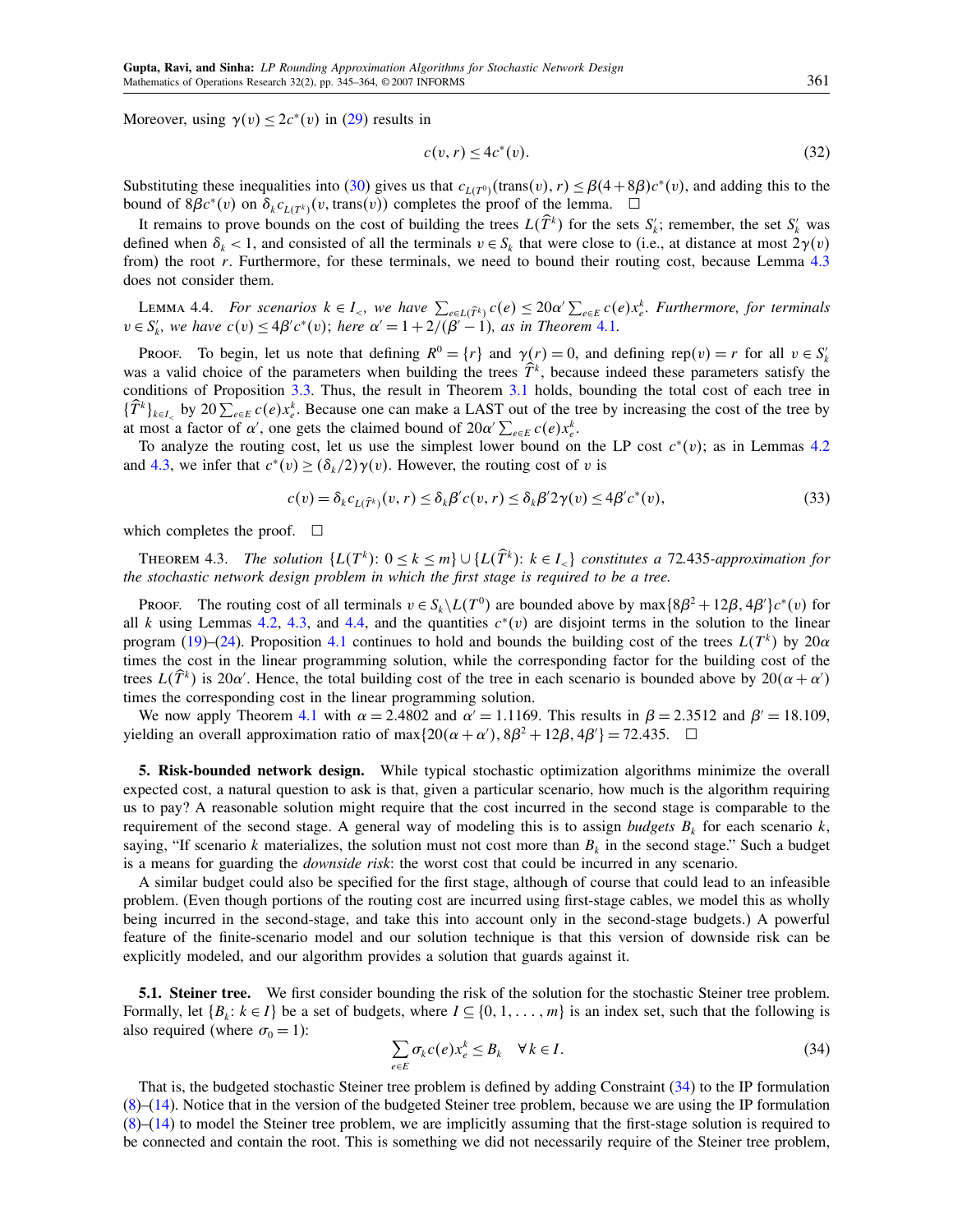Moreover, using $\gamma(v) \le 2c^*(v)$ in (29) results in

$$c(v, r) \le 4c^*(v). \tag{32}$$

Substituting these inequalities into (30) gives us that $c_{L(T^0)}(\text{trans}(v), r) \le \beta(4 + 8\beta)c^*(v)$, and adding this to the bound of $8\beta c^*(v)$ on $\delta_k c_{L(T^k)}(v, \text{trans}(v))$ completes the proof of the lemma. $\square$

It remains to prove bounds on the cost of building the trees $L(\widehat{T}^k)$ for the sets $S'_k$; remember, the set $S'_k$ was defined when $\delta_k < 1$, and consisted of all the terminals $v \in S_k$ that were close to (i.e., at distance at most $2\gamma(v)$ from) the root $r$. Furthermore, for these terminals, we need to bound their routing cost, because Lemma 4.3 does not consider them.

Lemma 4.4. *For scenarios $k \in I_<$, we have $\sum_{e \in L(\widehat{T}^k)} c(e) \le 20\alpha' \sum_{e \in E} c(e) x_e^k$. Furthermore, for terminals $v \in S'_k$, we have $c(v) \le 4\beta' c^*(v)$; here $\alpha' = 1 + 2/(\beta' - 1)$, as in Theorem 4.1.*

Proof. To begin, let us note that defining $R^0 = \{r\}$ and $\gamma(r) = 0$, and defining $\text{rep}(v) = r$ for all $v \in S'_k$ was a valid choice of the parameters when building the trees $\widehat{T}^k$, because indeed these parameters satisfy the conditions of Proposition 3.3. Thus, the result in Theorem 3.1 holds, bounding the total cost of each tree in $\{\widehat{T}^k\}_{k \in I_<}$ by $20 \sum_{e \in E} c(e) x_e^k$. Because one can make a LAST out of the tree by increasing the cost of the tree by at most a factor of $\alpha'$, one gets the claimed bound of $20\alpha' \sum_{e \in E} c(e) x_e^k$.

To analyze the routing cost, let us use the simplest lower bound on the LP cost $c^*(v)$; as in Lemmas 4.2 and 4.3, we infer that $c^*(v) \ge (\delta_k/2)\gamma(v)$. However, the routing cost of $v$ is

$$c(v) = \delta_k c_{L(\widehat{T}^k)}(v, r) \le \delta_k \beta' c(v, r) \le \delta_k \beta' 2\gamma(v) \le 4\beta' c^*(v), \tag{33}$$

which completes the proof. $\square$

Theorem 4.3. *The solution $\{L(T^k): 0 \le k \le m\} \cup \{L(\widehat{T}^k): k \in I_<\}$ constitutes a 72.435-approximation for the stochastic network design problem in which the first stage is required to be a tree.*

Proof. The routing cost of all terminals $v \in S_k \setminus L(T^0)$ are bounded above by $\max\{8\beta^2 + 12\beta, 4\beta'\}c^*(v)$ for all $k$ using Lemmas 4.2, 4.3, and 4.4, and the quantities $c^*(v)$ are disjoint terms in the solution to the linear program (19)–(24). Proposition 4.1 continues to hold and bounds the building cost of the trees $L(T^k)$ by $20\alpha$ times the cost in the linear programming solution, while the corresponding factor for the building cost of the trees $L(\widehat{T}^k)$ is $20\alpha'$. Hence, the total building cost of the tree in each scenario is bounded above by $20(\alpha + \alpha')$ times the corresponding cost in the linear programming solution.

We now apply Theorem 4.1 with $\alpha = 2.4802$ and $\alpha' = 1.1169$. This results in $\beta = 2.3512$ and $\beta' = 18.109$, yielding an overall approximation ratio of $\max\{20(\alpha + \alpha'), 8\beta^2 + 12\beta, 4\beta'\} = 72.435$. $\square$

**5. Risk-bounded network design.** While typical stochastic optimization algorithms minimize the overall expected cost, a natural question to ask is that, given a particular scenario, how much is the algorithm requiring us to pay? A reasonable solution might require that the cost incurred in the second stage is comparable to the requirement of the second stage. A general way of modeling this is to assign *budgets* $B_k$ for each scenario $k$, saying, "If scenario $k$ materializes, the solution must not cost more than $B_k$ in the second stage." Such a budget is a means for guarding the *downside risk*: the worst cost that could be incurred in any scenario.

A similar budget could also be specified for the first stage, although of course that could lead to an infeasible problem. (Even though portions of the routing cost are incurred using first-stage cables, we model this as wholly being incurred in the second-stage, and take this into account only in the second-stage budgets.) A powerful feature of the finite-scenario model and our solution technique is that this version of downside risk can be explicitly modeled, and our algorithm provides a solution that guards against it.

**5.1. Steiner tree.** We first consider bounding the risk of the solution for the stochastic Steiner tree problem. Formally, let $\{B_k: k \in I\}$ be a set of budgets, where $I \subseteq \{0, 1, \ldots, m\}$ is an index set, such that the following is also required (where $\sigma_0 = 1$):

$$\sum_{e \in E} \sigma_k c(e) x_e^k \le B_k \quad \forall\, k \in I. \tag{34}$$

That is, the budgeted stochastic Steiner tree problem is defined by adding Constraint (34) to the IP formulation (8)–(14). Notice that in the version of the budgeted Steiner tree problem, because we are using the IP formulation (8)–(14) to model the Steiner tree problem, we are implicitly assuming that the first-stage solution is required to be connected and contain the root. This is something we did not necessarily require of the Steiner tree problem,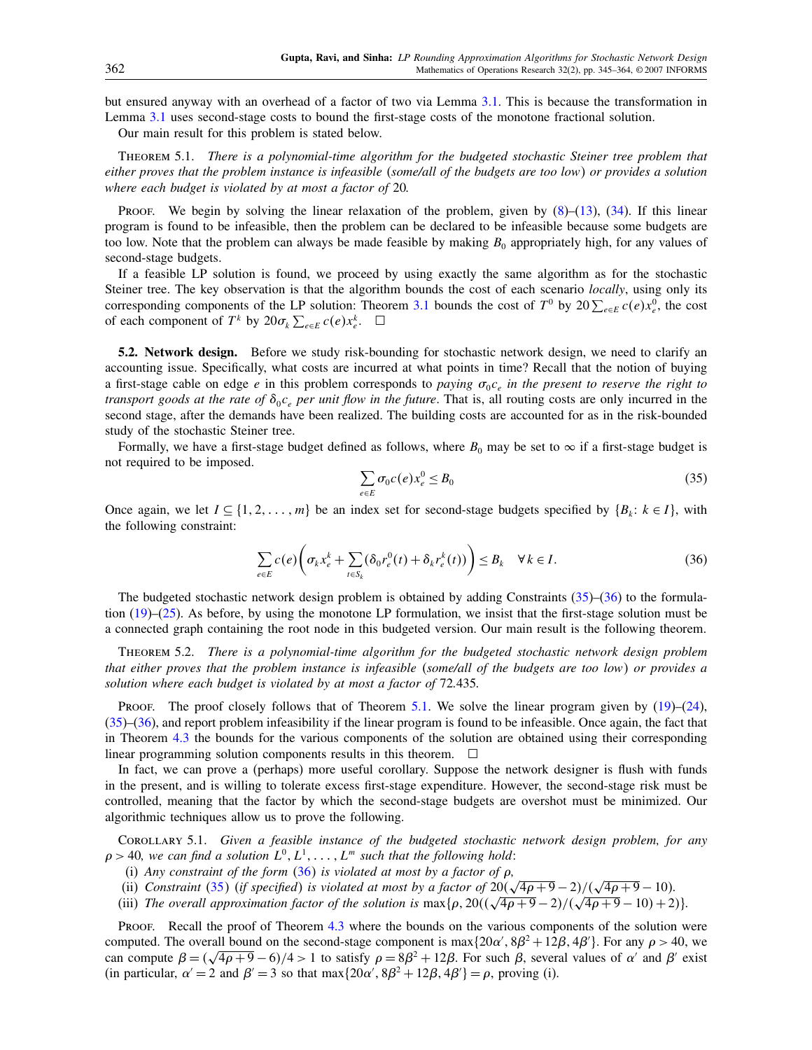but ensured anyway with an overhead of a factor of two via Lemma 3.1. This is because the transformation in Lemma 3.1 uses second-stage costs to bound the first-stage costs of the monotone fractional solution.

Our main result for this problem is stated below.

Theorem 5.1. *There is a polynomial-time algorithm for the budgeted stochastic Steiner tree problem that either proves that the problem instance is infeasible* (*some/all of the budgets are too low*) *or provides a solution where each budget is violated by at most a factor of* 20*.*

Proof. We begin by solving the linear relaxation of the problem, given by (8)–(13), (34). If this linear program is found to be infeasible, then the problem can be declared to be infeasible because some budgets are too low. Note that the problem can always be made feasible by making $B_0$ appropriately high, for any values of second-stage budgets.

If a feasible LP solution is found, we proceed by using exactly the same algorithm as for the stochastic Steiner tree. The key observation is that the algorithm bounds the cost of each scenario *locally*, using only its corresponding components of the LP solution: Theorem 3.1 bounds the cost of $T^0$ by $20\sum_{e\in E} c(e)x_e^0$, the cost of each component of $T^k$ by $20\sigma_k \sum_{e\in E} c(e)x_e^k$. □

**5.2. Network design.** Before we study risk-bounding for stochastic network design, we need to clarify an accounting issue. Specifically, what costs are incurred at what points in time? Recall that the notion of buying a first-stage cable on edge $e$ in this problem corresponds to *paying* $\sigma_0 c_e$ *in the present to reserve the right to transport goods at the rate of* $\delta_0 c_e$ *per unit flow in the future*. That is, all routing costs are only incurred in the second stage, after the demands have been realized. The building costs are accounted for as in the risk-bounded study of the stochastic Steiner tree.

Formally, we have a first-stage budget defined as follows, where $B_0$ may be set to $\infty$ if a first-stage budget is not required to be imposed.

$$\sum_{e\in E} \sigma_0 c(e) x_e^0 \le B_0 \tag{35}$$

Once again, we let $I \subseteq \{1, 2, \ldots, m\}$ be an index set for second-stage budgets specified by $\{B_k : k \in I\}$, with the following constraint:

$$\sum_{e\in E} c(e)\left(\sigma_k x_e^k + \sum_{t\in S_k} (\delta_0 r_e^0(t) + \delta_k r_e^k(t))\right) \le B_k \quad \forall\, k \in I. \tag{36}$$

The budgeted stochastic network design problem is obtained by adding Constraints (35)–(36) to the formulation (19)–(25). As before, by using the monotone LP formulation, we insist that the first-stage solution must be a connected graph containing the root node in this budgeted version. Our main result is the following theorem.

Theorem 5.2. *There is a polynomial-time algorithm for the budgeted stochastic network design problem that either proves that the problem instance is infeasible* (*some/all of the budgets are too low*) *or provides a solution where each budget is violated by at most a factor of* 72.435*.*

Proof. The proof closely follows that of Theorem 5.1. We solve the linear program given by (19)–(24), (35)–(36), and report problem infeasibility if the linear program is found to be infeasible. Once again, the fact that in Theorem 4.3 the bounds for the various components of the solution are obtained using their corresponding linear programming solution components results in this theorem. □

In fact, we can prove a (perhaps) more useful corollary. Suppose the network designer is flush with funds in the present, and is willing to tolerate excess first-stage expenditure. However, the second-stage risk must be controlled, meaning that the factor by which the second-stage budgets are overshot must be minimized. Our algorithmic techniques allow us to prove the following.

Corollary 5.1. *Given a feasible instance of the budgeted stochastic network design problem, for any* $\rho > 40$*, we can find a solution* $L^0, L^1, \ldots, L^m$ *such that the following hold*:

(i) *Any constraint of the form* (36) *is violated at most by a factor of* $\rho$*,*

(ii) *Constraint* (35) (*if specified*) *is violated at most by a factor of* $20(\sqrt{4\rho+9}-2)/(\sqrt{4\rho+9}-10)$*.*

(iii) *The overall approximation factor of the solution is* $\max\{\rho, 20((\sqrt{4\rho+9}-2)/(\sqrt{4\rho+9}-10)+2)\}$*.*

Proof. Recall the proof of Theorem 4.3 where the bounds on the various components of the solution were computed. The overall bound on the second-stage component is $\max\{20\alpha', 8\beta^2+12\beta, 4\beta'\}$. For any $\rho > 40$, we can compute $\beta = (\sqrt{4\rho+9}-6)/4 > 1$ to satisfy $\rho = 8\beta^2 + 12\beta$. For such $\beta$, several values of $\alpha'$ and $\beta'$ exist (in particular, $\alpha' = 2$ and $\beta' = 3$ so that $\max\{20\alpha', 8\beta^2+12\beta, 4\beta'\} = \rho$, proving (i).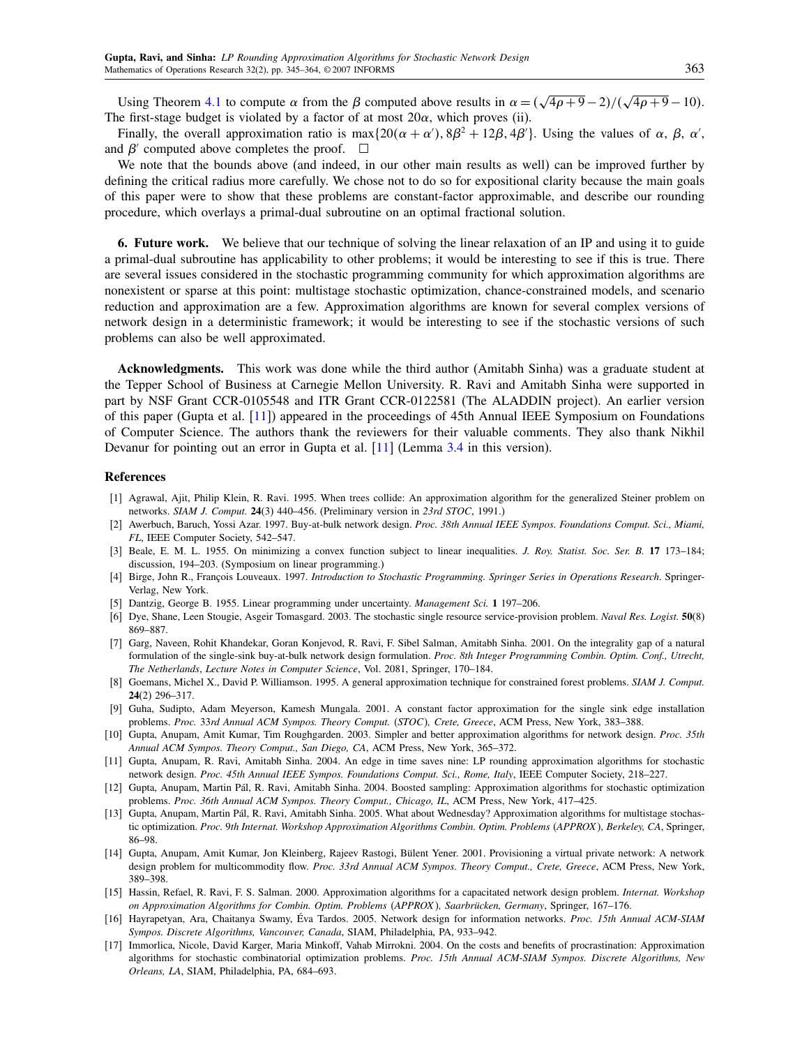Using Theorem 4.1 to compute $\alpha$ from the $\beta$ computed above results in $\alpha = (\sqrt{4\rho+9}-2)/(\sqrt{4\rho+9}-10)$. The first-stage budget is violated by a factor of at most $20\alpha$, which proves (ii).

Finally, the overall approximation ratio is $\max\{20(\alpha+\alpha'), 8\beta^2+12\beta, 4\beta'\}$. Using the values of $\alpha$, $\beta$, $\alpha'$, and $\beta'$ computed above completes the proof. $\square$

We note that the bounds above (and indeed, in our other main results as well) can be improved further by defining the critical radius more carefully. We chose not to do so for expositional clarity because the main goals of this paper were to show that these problems are constant-factor approximable, and describe our rounding procedure, which overlays a primal-dual subroutine on an optimal fractional solution.

**6. Future work.** We believe that our technique of solving the linear relaxation of an IP and using it to guide a primal-dual subroutine has applicability to other problems; it would be interesting to see if this is true. There are several issues considered in the stochastic programming community for which approximation algorithms are nonexistent or sparse at this point: multistage stochastic optimization, chance-constrained models, and scenario reduction and approximation are a few. Approximation algorithms are known for several complex versions of network design in a deterministic framework; it would be interesting to see if the stochastic versions of such problems can also be well approximated.

**Acknowledgments.** This work was done while the third author (Amitabh Sinha) was a graduate student at the Tepper School of Business at Carnegie Mellon University. R. Ravi and Amitabh Sinha were supported in part by NSF Grant CCR-0105548 and ITR Grant CCR-0122581 (The ALADDIN project). An earlier version of this paper (Gupta et al. [11]) appeared in the proceedings of 45th Annual IEEE Symposium on Foundations of Computer Science. The authors thank the reviewers for their valuable comments. They also thank Nikhil Devanur for pointing out an error in Gupta et al. [11] (Lemma 3.4 in this version).

## References

[1] Agrawal, Ajit, Philip Klein, R. Ravi. 1995. When trees collide: An approximation algorithm for the generalized Steiner problem on networks. *SIAM J. Comput.* **24**(3) 440–456. (Preliminary version in *23rd STOC*, 1991.)

[2] Awerbuch, Baruch, Yossi Azar. 1997. Buy-at-bulk network design. *Proc. 38th Annual IEEE Sympos. Foundations Comput. Sci., Miami, FL*, IEEE Computer Society, 542–547.

[3] Beale, E. M. L. 1955. On minimizing a convex function subject to linear inequalities. *J. Roy. Statist. Soc. Ser. B.* **17** 173–184; discussion, 194–203. (Symposium on linear programming.)

[4] Birge, John R., François Louveaux. 1997. *Introduction to Stochastic Programming. Springer Series in Operations Research*. Springer-Verlag, New York.

[5] Dantzig, George B. 1955. Linear programming under uncertainty. *Management Sci.* **1** 197–206.

[6] Dye, Shane, Leen Stougie, Asgeir Tomasgard. 2003. The stochastic single resource service-provision problem. *Naval Res. Logist.* **50**(8) 869–887.

[7] Garg, Naveen, Rohit Khandekar, Goran Konjevod, R. Ravi, F. Sibel Salman, Amitabh Sinha. 2001. On the integrality gap of a natural formulation of the single-sink buy-at-bulk network design formulation. *Proc. 8th Integer Programming Combin. Optim. Conf., Utrecht, The Netherlands*, *Lecture Notes in Computer Science*, Vol. 2081, Springer, 170–184.

[8] Goemans, Michel X., David P. Williamson. 1995. A general approximation technique for constrained forest problems. *SIAM J. Comput.* **24**(2) 296–317.

[9] Guha, Sudipto, Adam Meyerson, Kamesh Mungala. 2001. A constant factor approximation for the single sink edge installation problems. *Proc. 33rd Annual ACM Sympos. Theory Comput. (STOC), Crete, Greece*, ACM Press, New York, 383–388.

[10] Gupta, Anupam, Amit Kumar, Tim Roughgarden. 2003. Simpler and better approximation algorithms for network design. *Proc. 35th Annual ACM Sympos. Theory Comput., San Diego, CA*, ACM Press, New York, 365–372.

[11] Gupta, Anupam, R. Ravi, Amitabh Sinha. 2004. An edge in time saves nine: LP rounding approximation algorithms for stochastic network design. *Proc. 45th Annual IEEE Sympos. Foundations Comput. Sci., Rome, Italy*, IEEE Computer Society, 218–227.

[12] Gupta, Anupam, Martin Pál, R. Ravi, Amitabh Sinha. 2004. Boosted sampling: Approximation algorithms for stochastic optimization problems. *Proc. 36th Annual ACM Sympos. Theory Comput., Chicago, IL*, ACM Press, New York, 417–425.

[13] Gupta, Anupam, Martin Pál, R. Ravi, Amitabh Sinha. 2005. What about Wednesday? Approximation algorithms for multistage stochastic optimization. *Proc. 9th Internat. Workshop Approximation Algorithms Combin. Optim. Problems (APPROX), Berkeley, CA*, Springer, 86–98.

[14] Gupta, Anupam, Amit Kumar, Jon Kleinberg, Rajeev Rastogi, Bülent Yener. 2001. Provisioning a virtual private network: A network design problem for multicommodity flow. *Proc. 33rd Annual ACM Sympos. Theory Comput., Crete, Greece*, ACM Press, New York, 389–398.

[15] Hassin, Refael, R. Ravi, F. S. Salman. 2000. Approximation algorithms for a capacitated network design problem. *Internat. Workshop on Approximation Algorithms for Combin. Optim. Problems (APPROX), Saarbrücken, Germany*, Springer, 167–176.

[16] Hayrapetyan, Ara, Chaitanya Swamy, Éva Tardos. 2005. Network design for information networks. *Proc. 15th Annual ACM-SIAM Sympos. Discrete Algorithms, Vancouver, Canada*, SIAM, Philadelphia, PA, 933–942.

[17] Immorlica, Nicole, David Karger, Maria Minkoff, Vahab Mirrokni. 2004. On the costs and benefits of procrastination: Approximation algorithms for stochastic combinatorial optimization problems. *Proc. 15th Annual ACM-SIAM Sympos. Discrete Algorithms, New Orleans, LA*, SIAM, Philadelphia, PA, 684–693.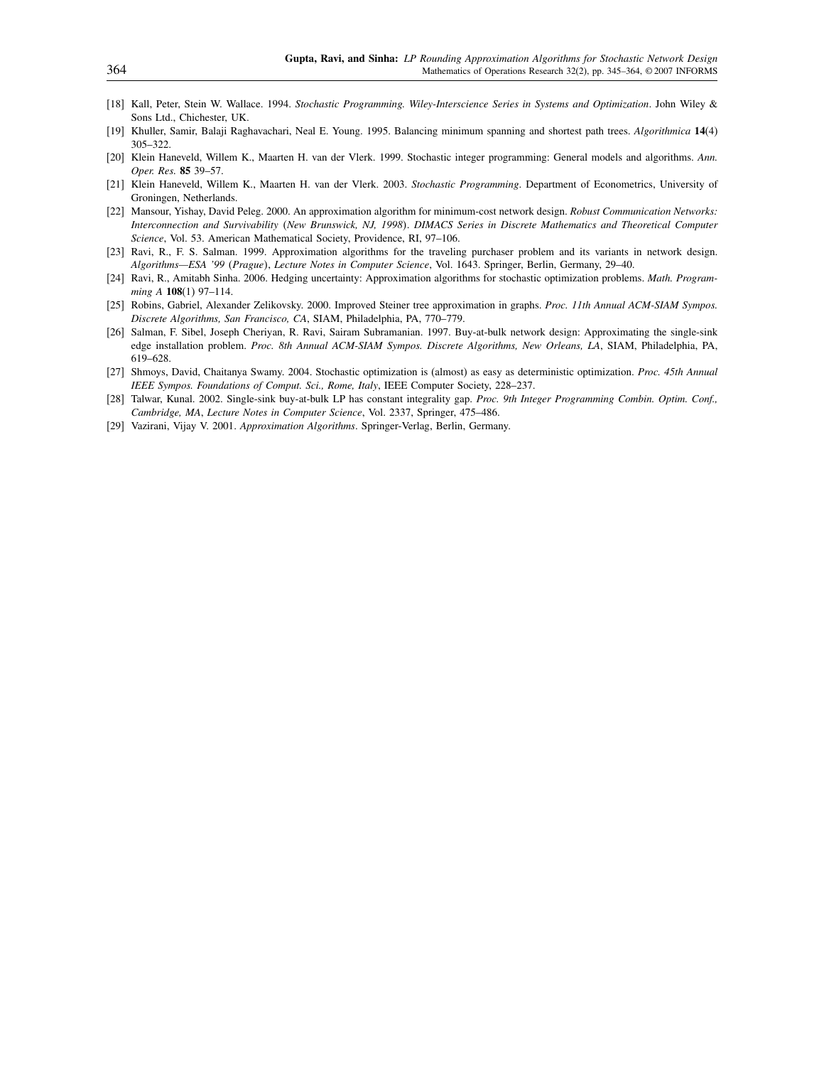[18] Kall, Peter, Stein W. Wallace. 1994. *Stochastic Programming. Wiley-Interscience Series in Systems and Optimization*. John Wiley & Sons Ltd., Chichester, UK.

[19] Khuller, Samir, Balaji Raghavachari, Neal E. Young. 1995. Balancing minimum spanning and shortest path trees. *Algorithmica* **14**(4) 305–322.

[20] Klein Haneveld, Willem K., Maarten H. van der Vlerk. 1999. Stochastic integer programming: General models and algorithms. *Ann. Oper. Res.* **85** 39–57.

[21] Klein Haneveld, Willem K., Maarten H. van der Vlerk. 2003. *Stochastic Programming*. Department of Econometrics, University of Groningen, Netherlands.

[22] Mansour, Yishay, David Peleg. 2000. An approximation algorithm for minimum-cost network design. *Robust Communication Networks: Interconnection and Survivability* (*New Brunswick, NJ, 1998*). *DIMACS Series in Discrete Mathematics and Theoretical Computer Science*, Vol. 53. American Mathematical Society, Providence, RI, 97–106.

[23] Ravi, R., F. S. Salman. 1999. Approximation algorithms for the traveling purchaser problem and its variants in network design. *Algorithms—ESA '99* (*Prague*), *Lecture Notes in Computer Science*, Vol. 1643. Springer, Berlin, Germany, 29–40.

[24] Ravi, R., Amitabh Sinha. 2006. Hedging uncertainty: Approximation algorithms for stochastic optimization problems. *Math. Programming A* **108**(1) 97–114.

[25] Robins, Gabriel, Alexander Zelikovsky. 2000. Improved Steiner tree approximation in graphs. *Proc. 11th Annual ACM-SIAM Sympos. Discrete Algorithms, San Francisco, CA*, SIAM, Philadelphia, PA, 770–779.

[26] Salman, F. Sibel, Joseph Cheriyan, R. Ravi, Sairam Subramanian. 1997. Buy-at-bulk network design: Approximating the single-sink edge installation problem. *Proc. 8th Annual ACM-SIAM Sympos. Discrete Algorithms, New Orleans, LA*, SIAM, Philadelphia, PA, 619–628.

[27] Shmoys, David, Chaitanya Swamy. 2004. Stochastic optimization is (almost) as easy as deterministic optimization. *Proc. 45th Annual IEEE Sympos. Foundations of Comput. Sci., Rome, Italy*, IEEE Computer Society, 228–237.

[28] Talwar, Kunal. 2002. Single-sink buy-at-bulk LP has constant integrality gap. *Proc. 9th Integer Programming Combin. Optim. Conf., Cambridge, MA*, *Lecture Notes in Computer Science*, Vol. 2337, Springer, 475–486.

[29] Vazirani, Vijay V. 2001. *Approximation Algorithms*. Springer-Verlag, Berlin, Germany.